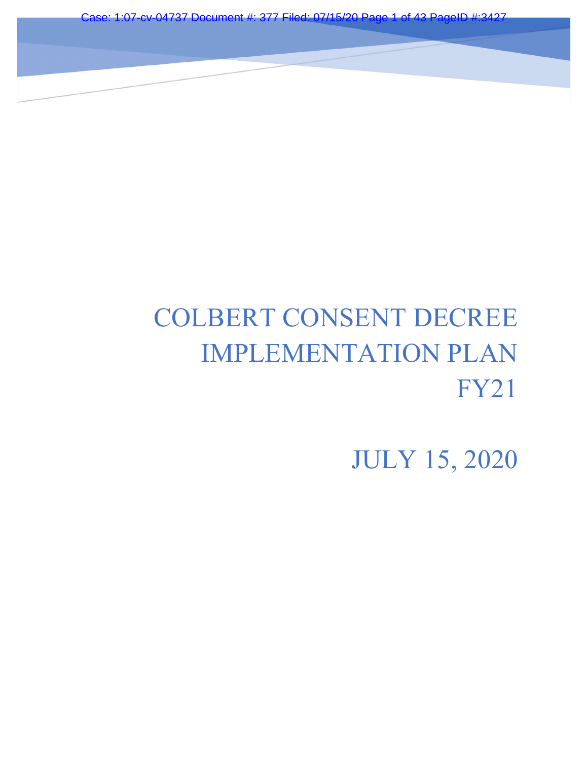# COLBERT CONSENT DECREE IMPLEMENTATION PLAN FY21

JULY 15, 2020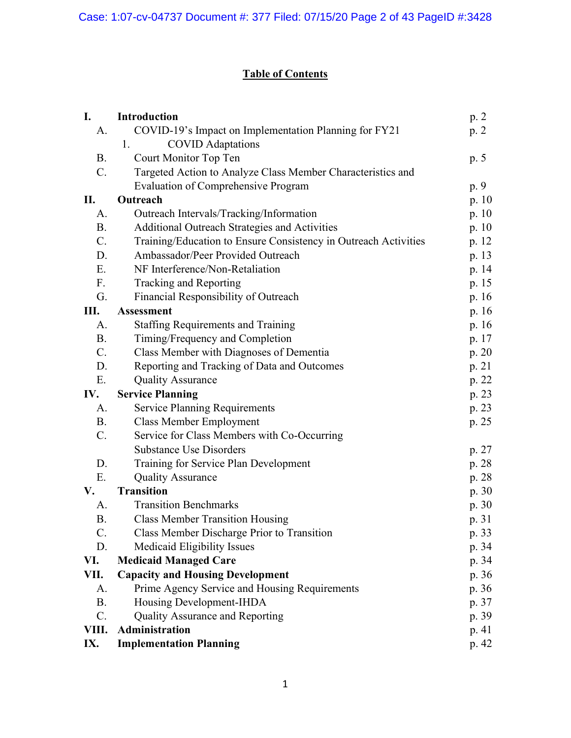## Table of Contents

| | | |
|---|---|---|
| **I.** | **Introduction** | p. 2 |
| A. | COVID-19's Impact on Implementation Planning for FY21 | p. 2 |
| 1. | COVID Adaptations | |
| B. | Court Monitor Top Ten | p. 5 |
| C. | Targeted Action to Analyze Class Member Characteristics and Evaluation of Comprehensive Program | p. 9 |
| **II.** | **Outreach** | p. 10 |
| A. | Outreach Intervals/Tracking/Information | p. 10 |
| B. | Additional Outreach Strategies and Activities | p. 10 |
| C. | Training/Education to Ensure Consistency in Outreach Activities | p. 12 |
| D. | Ambassador/Peer Provided Outreach | p. 13 |
| E. | NF Interference/Non-Retaliation | p. 14 |
| F. | Tracking and Reporting | p. 15 |
| G. | Financial Responsibility of Outreach | p. 16 |
| **III.** | **Assessment** | p. 16 |
| A. | Staffing Requirements and Training | p. 16 |
| B. | Timing/Frequency and Completion | p. 17 |
| C. | Class Member with Diagnoses of Dementia | p. 20 |
| D. | Reporting and Tracking of Data and Outcomes | p. 21 |
| E. | Quality Assurance | p. 22 |
| **IV.** | **Service Planning** | p. 23 |
| A. | Service Planning Requirements | p. 23 |
| B. | Class Member Employment | p. 25 |
| C. | Service for Class Members with Co-Occurring Substance Use Disorders | p. 27 |
| D. | Training for Service Plan Development | p. 28 |
| E. | Quality Assurance | p. 28 |
| **V.** | **Transition** | p. 30 |
| A. | Transition Benchmarks | p. 30 |
| B. | Class Member Transition Housing | p. 31 |
| C. | Class Member Discharge Prior to Transition | p. 33 |
| D. | Medicaid Eligibility Issues | p. 34 |
| **VI.** | **Medicaid Managed Care** | p. 34 |
| **VII.** | **Capacity and Housing Development** | p. 36 |
| A. | Prime Agency Service and Housing Requirements | p. 36 |
| B. | Housing Development-IHDA | p. 37 |
| C. | Quality Assurance and Reporting | p. 39 |
| **VIII.** | **Administration** | p. 41 |
| **IX.** | **Implementation Planning** | p. 42 |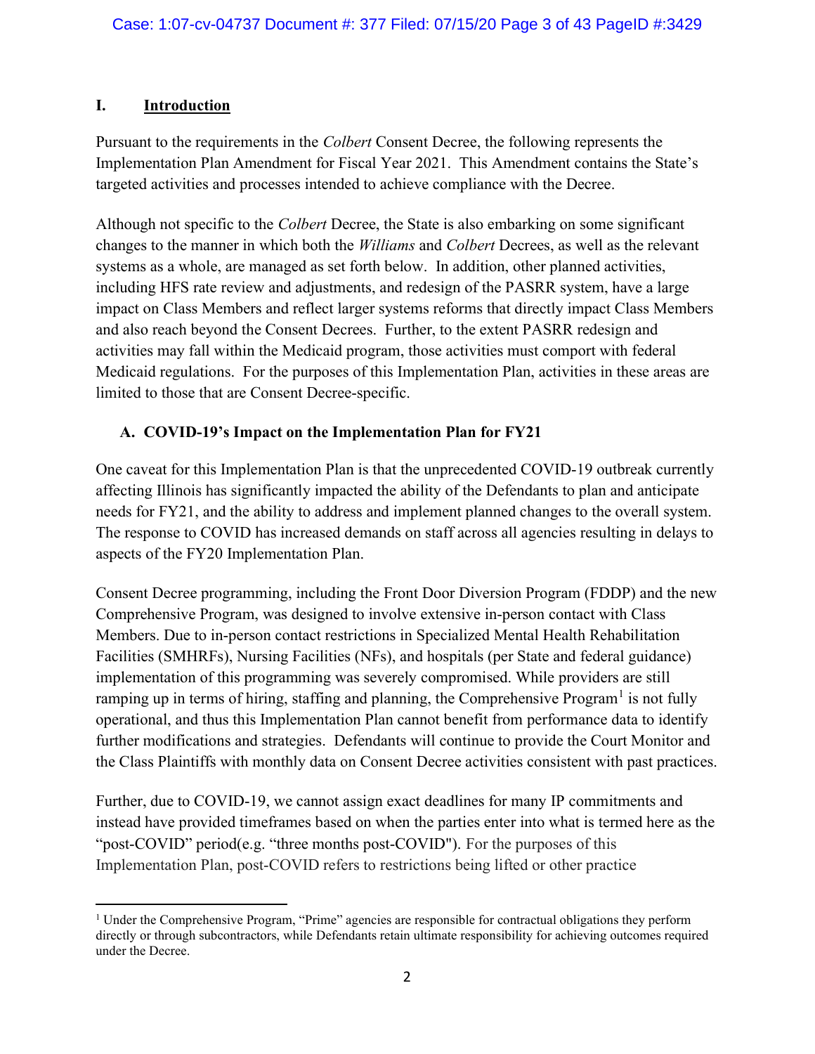## I. Introduction

Pursuant to the requirements in the *Colbert* Consent Decree, the following represents the Implementation Plan Amendment for Fiscal Year 2021. This Amendment contains the State's targeted activities and processes intended to achieve compliance with the Decree.

Although not specific to the *Colbert* Decree, the State is also embarking on some significant changes to the manner in which both the *Williams* and *Colbert* Decrees, as well as the relevant systems as a whole, are managed as set forth below. In addition, other planned activities, including HFS rate review and adjustments, and redesign of the PASRR system, have a large impact on Class Members and reflect larger systems reforms that directly impact Class Members and also reach beyond the Consent Decrees. Further, to the extent PASRR redesign and activities may fall within the Medicaid program, those activities must comport with federal Medicaid regulations. For the purposes of this Implementation Plan, activities in these areas are limited to those that are Consent Decree-specific.

### A. COVID-19's Impact on the Implementation Plan for FY21

One caveat for this Implementation Plan is that the unprecedented COVID-19 outbreak currently affecting Illinois has significantly impacted the ability of the Defendants to plan and anticipate needs for FY21, and the ability to address and implement planned changes to the overall system. The response to COVID has increased demands on staff across all agencies resulting in delays to aspects of the FY20 Implementation Plan.

Consent Decree programming, including the Front Door Diversion Program (FDDP) and the new Comprehensive Program, was designed to involve extensive in-person contact with Class Members. Due to in-person contact restrictions in Specialized Mental Health Rehabilitation Facilities (SMHRFs), Nursing Facilities (NFs), and hospitals (per State and federal guidance) implementation of this programming was severely compromised. While providers are still ramping up in terms of hiring, staffing and planning, the Comprehensive Program[1] is not fully operational, and thus this Implementation Plan cannot benefit from performance data to identify further modifications and strategies. Defendants will continue to provide the Court Monitor and the Class Plaintiffs with monthly data on Consent Decree activities consistent with past practices.

Further, due to COVID-19, we cannot assign exact deadlines for many IP commitments and instead have provided timeframes based on when the parties enter into what is termed here as the "post-COVID" period(e.g. "three months post-COVID"). For the purposes of this Implementation Plan, post-COVID refers to restrictions being lifted or other practice

[1] Under the Comprehensive Program, "Prime" agencies are responsible for contractual obligations they perform directly or through subcontractors, while Defendants retain ultimate responsibility for achieving outcomes required under the Decree.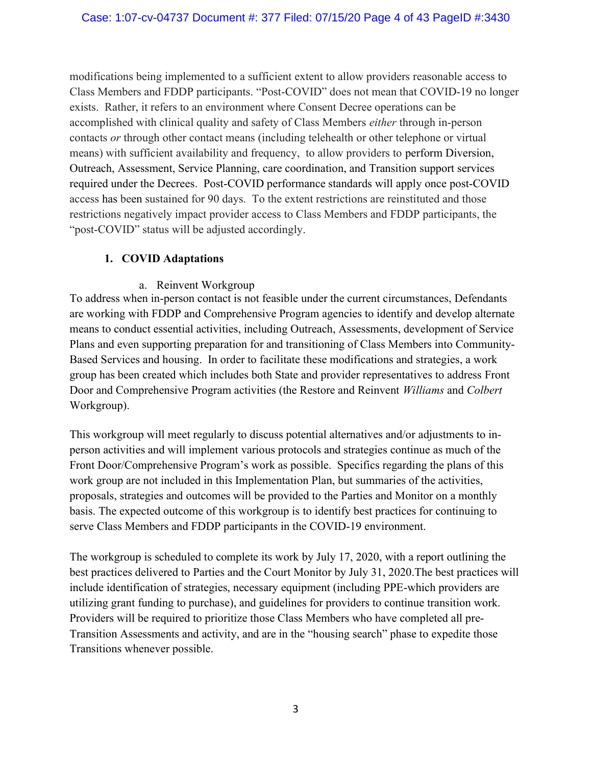modifications being implemented to a sufficient extent to allow providers reasonable access to Class Members and FDDP participants. "Post-COVID" does not mean that COVID-19 no longer exists. Rather, it refers to an environment where Consent Decree operations can be accomplished with clinical quality and safety of Class Members *either* through in-person contacts *or* through other contact means (including telehealth or other telephone or virtual means) with sufficient availability and frequency, to allow providers to perform Diversion, Outreach, Assessment, Service Planning, care coordination, and Transition support services required under the Decrees. Post-COVID performance standards will apply once post-COVID access has been sustained for 90 days. To the extent restrictions are reinstituted and those restrictions negatively impact provider access to Class Members and FDDP participants, the "post-COVID" status will be adjusted accordingly.

### 1. COVID Adaptations

#### a. Reinvent Workgroup

To address when in-person contact is not feasible under the current circumstances, Defendants are working with FDDP and Comprehensive Program agencies to identify and develop alternate means to conduct essential activities, including Outreach, Assessments, development of Service Plans and even supporting preparation for and transitioning of Class Members into Community-Based Services and housing. In order to facilitate these modifications and strategies, a work group has been created which includes both State and provider representatives to address Front Door and Comprehensive Program activities (the Restore and Reinvent *Williams* and *Colbert* Workgroup).

This workgroup will meet regularly to discuss potential alternatives and/or adjustments to in-person activities and will implement various protocols and strategies continue as much of the Front Door/Comprehensive Program's work as possible. Specifics regarding the plans of this work group are not included in this Implementation Plan, but summaries of the activities, proposals, strategies and outcomes will be provided to the Parties and Monitor on a monthly basis. The expected outcome of this workgroup is to identify best practices for continuing to serve Class Members and FDDP participants in the COVID-19 environment.

The workgroup is scheduled to complete its work by July 17, 2020, with a report outlining the best practices delivered to Parties and the Court Monitor by July 31, 2020.The best practices will include identification of strategies, necessary equipment (including PPE-which providers are utilizing grant funding to purchase), and guidelines for providers to continue transition work. Providers will be required to prioritize those Class Members who have completed all pre-Transition Assessments and activity, and are in the "housing search" phase to expedite those Transitions whenever possible.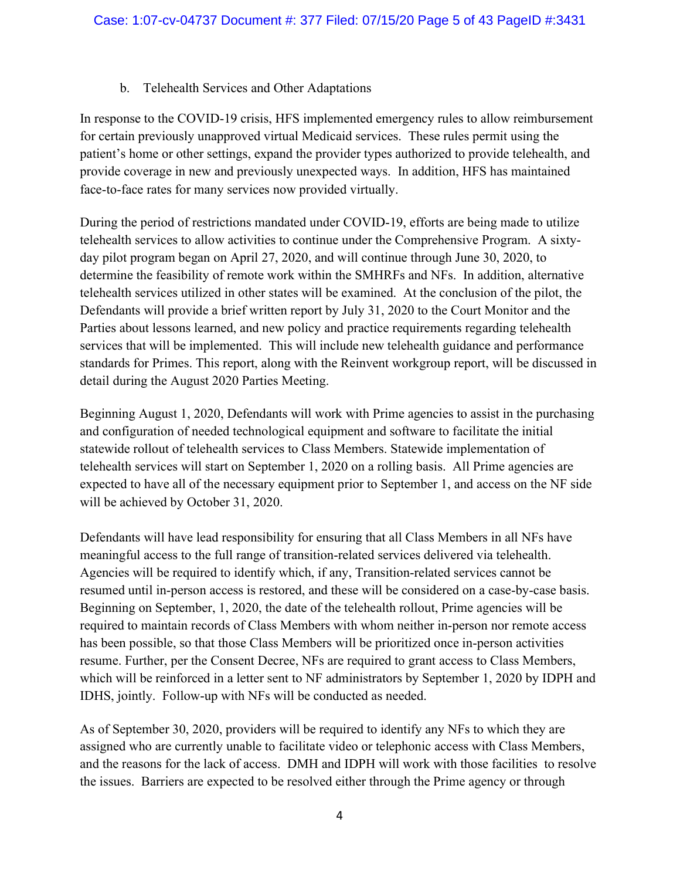b. Telehealth Services and Other Adaptations

In response to the COVID-19 crisis, HFS implemented emergency rules to allow reimbursement for certain previously unapproved virtual Medicaid services. These rules permit using the patient's home or other settings, expand the provider types authorized to provide telehealth, and provide coverage in new and previously unexpected ways. In addition, HFS has maintained face-to-face rates for many services now provided virtually.

During the period of restrictions mandated under COVID-19, efforts are being made to utilize telehealth services to allow activities to continue under the Comprehensive Program. A sixty-day pilot program began on April 27, 2020, and will continue through June 30, 2020, to determine the feasibility of remote work within the SMHRFs and NFs. In addition, alternative telehealth services utilized in other states will be examined. At the conclusion of the pilot, the Defendants will provide a brief written report by July 31, 2020 to the Court Monitor and the Parties about lessons learned, and new policy and practice requirements regarding telehealth services that will be implemented. This will include new telehealth guidance and performance standards for Primes. This report, along with the Reinvent workgroup report, will be discussed in detail during the August 2020 Parties Meeting.

Beginning August 1, 2020, Defendants will work with Prime agencies to assist in the purchasing and configuration of needed technological equipment and software to facilitate the initial statewide rollout of telehealth services to Class Members. Statewide implementation of telehealth services will start on September 1, 2020 on a rolling basis. All Prime agencies are expected to have all of the necessary equipment prior to September 1, and access on the NF side will be achieved by October 31, 2020.

Defendants will have lead responsibility for ensuring that all Class Members in all NFs have meaningful access to the full range of transition-related services delivered via telehealth. Agencies will be required to identify which, if any, Transition-related services cannot be resumed until in-person access is restored, and these will be considered on a case-by-case basis. Beginning on September, 1, 2020, the date of the telehealth rollout, Prime agencies will be required to maintain records of Class Members with whom neither in-person nor remote access has been possible, so that those Class Members will be prioritized once in-person activities resume. Further, per the Consent Decree, NFs are required to grant access to Class Members, which will be reinforced in a letter sent to NF administrators by September 1, 2020 by IDPH and IDHS, jointly. Follow-up with NFs will be conducted as needed.

As of September 30, 2020, providers will be required to identify any NFs to which they are assigned who are currently unable to facilitate video or telephonic access with Class Members, and the reasons for the lack of access. DMH and IDPH will work with those facilities to resolve the issues. Barriers are expected to be resolved either through the Prime agency or through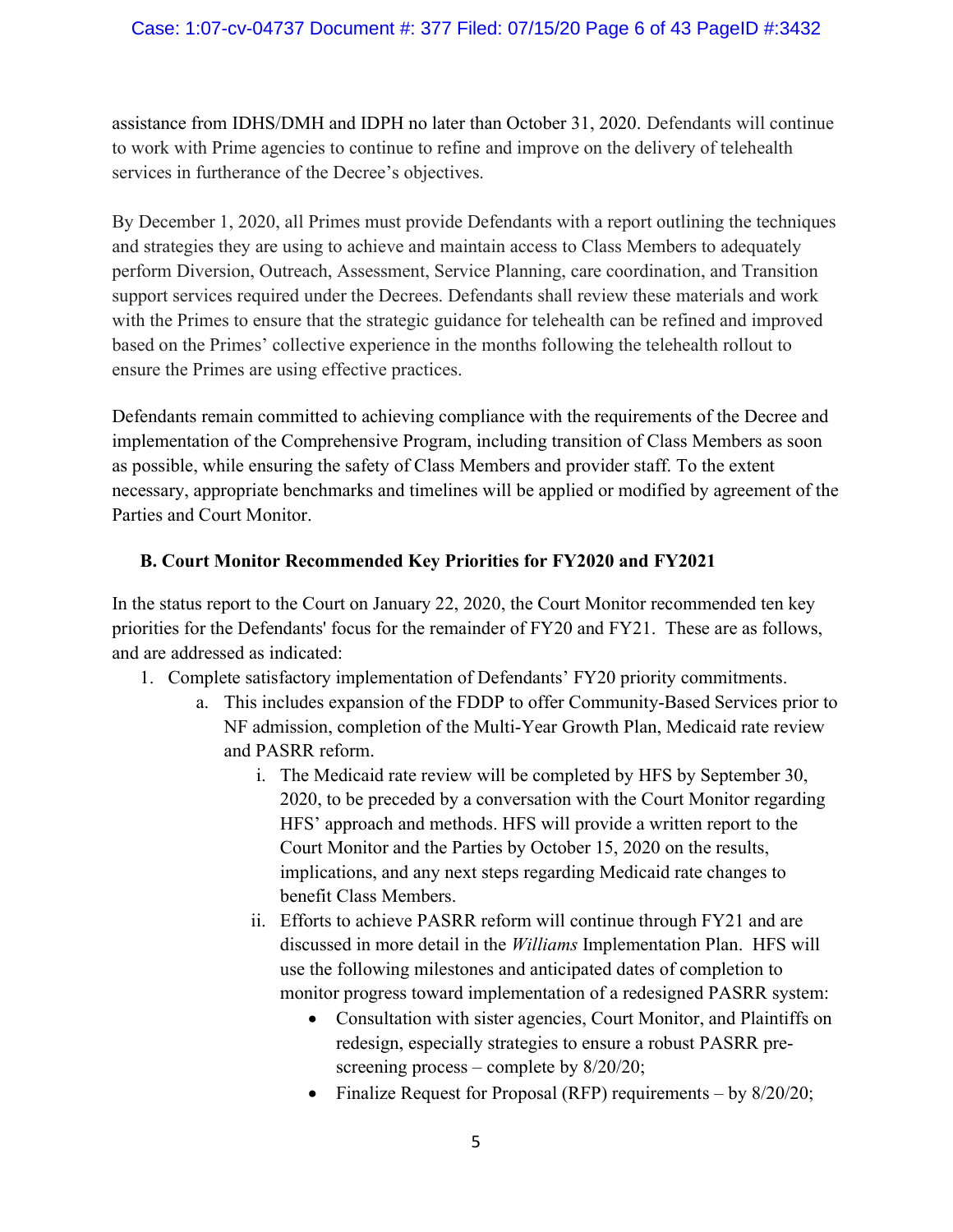assistance from IDHS/DMH and IDPH no later than October 31, 2020. Defendants will continue to work with Prime agencies to continue to refine and improve on the delivery of telehealth services in furtherance of the Decree's objectives.

By December 1, 2020, all Primes must provide Defendants with a report outlining the techniques and strategies they are using to achieve and maintain access to Class Members to adequately perform Diversion, Outreach, Assessment, Service Planning, care coordination, and Transition support services required under the Decrees. Defendants shall review these materials and work with the Primes to ensure that the strategic guidance for telehealth can be refined and improved based on the Primes' collective experience in the months following the telehealth rollout to ensure the Primes are using effective practices.

Defendants remain committed to achieving compliance with the requirements of the Decree and implementation of the Comprehensive Program, including transition of Class Members as soon as possible, while ensuring the safety of Class Members and provider staff. To the extent necessary, appropriate benchmarks and timelines will be applied or modified by agreement of the Parties and Court Monitor.

### B. Court Monitor Recommended Key Priorities for FY2020 and FY2021

In the status report to the Court on January 22, 2020, the Court Monitor recommended ten key priorities for the Defendants' focus for the remainder of FY20 and FY21. These are as follows, and are addressed as indicated:

1. Complete satisfactory implementation of Defendants' FY20 priority commitments.
   a. This includes expansion of the FDDP to offer Community-Based Services prior to NF admission, completion of the Multi-Year Growth Plan, Medicaid rate review and PASRR reform.
      i. The Medicaid rate review will be completed by HFS by September 30, 2020, to be preceded by a conversation with the Court Monitor regarding HFS' approach and methods. HFS will provide a written report to the Court Monitor and the Parties by October 15, 2020 on the results, implications, and any next steps regarding Medicaid rate changes to benefit Class Members.
      ii. Efforts to achieve PASRR reform will continue through FY21 and are discussed in more detail in the *Williams* Implementation Plan. HFS will use the following milestones and anticipated dates of completion to monitor progress toward implementation of a redesigned PASRR system:
         - Consultation with sister agencies, Court Monitor, and Plaintiffs on redesign, especially strategies to ensure a robust PASRR pre-screening process – complete by 8/20/20;
         - Finalize Request for Proposal (RFP) requirements – by 8/20/20;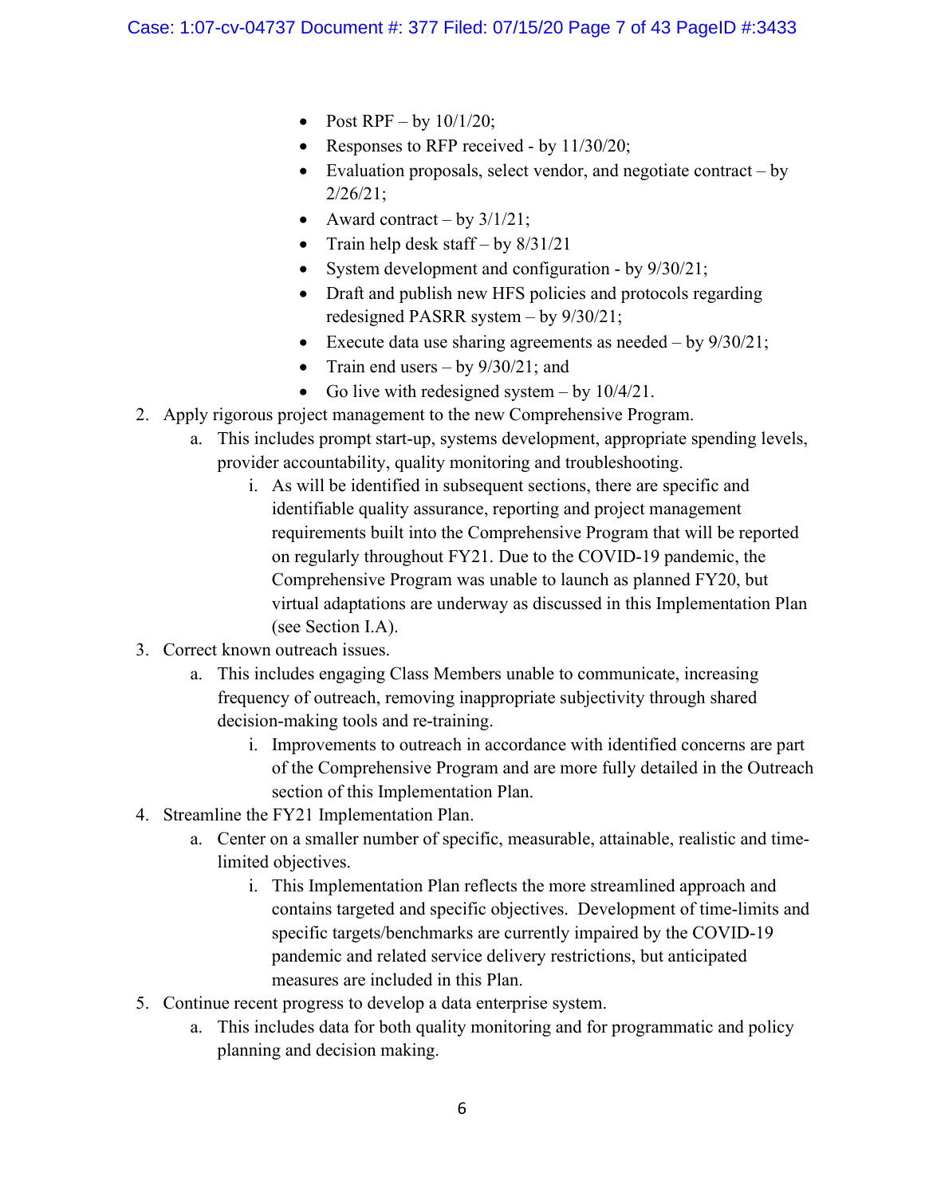- Post RPF – by 10/1/20;
- Responses to RFP received - by 11/30/20;
- Evaluation proposals, select vendor, and negotiate contract – by 2/26/21;
- Award contract – by 3/1/21;
- Train help desk staff – by 8/31/21
- System development and configuration - by 9/30/21;
- Draft and publish new HFS policies and protocols regarding redesigned PASRR system – by 9/30/21;
- Execute data use sharing agreements as needed – by 9/30/21;
- Train end users – by 9/30/21; and
- Go live with redesigned system – by 10/4/21.

2. Apply rigorous project management to the new Comprehensive Program.
   a. This includes prompt start-up, systems development, appropriate spending levels, provider accountability, quality monitoring and troubleshooting.
      i. As will be identified in subsequent sections, there are specific and identifiable quality assurance, reporting and project management requirements built into the Comprehensive Program that will be reported on regularly throughout FY21. Due to the COVID-19 pandemic, the Comprehensive Program was unable to launch as planned FY20, but virtual adaptations are underway as discussed in this Implementation Plan (see Section I.A).
3. Correct known outreach issues.
   a. This includes engaging Class Members unable to communicate, increasing frequency of outreach, removing inappropriate subjectivity through shared decision-making tools and re-training.
      i. Improvements to outreach in accordance with identified concerns are part of the Comprehensive Program and are more fully detailed in the Outreach section of this Implementation Plan.
4. Streamline the FY21 Implementation Plan.
   a. Center on a smaller number of specific, measurable, attainable, realistic and time-limited objectives.
      i. This Implementation Plan reflects the more streamlined approach and contains targeted and specific objectives. Development of time-limits and specific targets/benchmarks are currently impaired by the COVID-19 pandemic and related service delivery restrictions, but anticipated measures are included in this Plan.
5. Continue recent progress to develop a data enterprise system.
   a. This includes data for both quality monitoring and for programmatic and policy planning and decision making.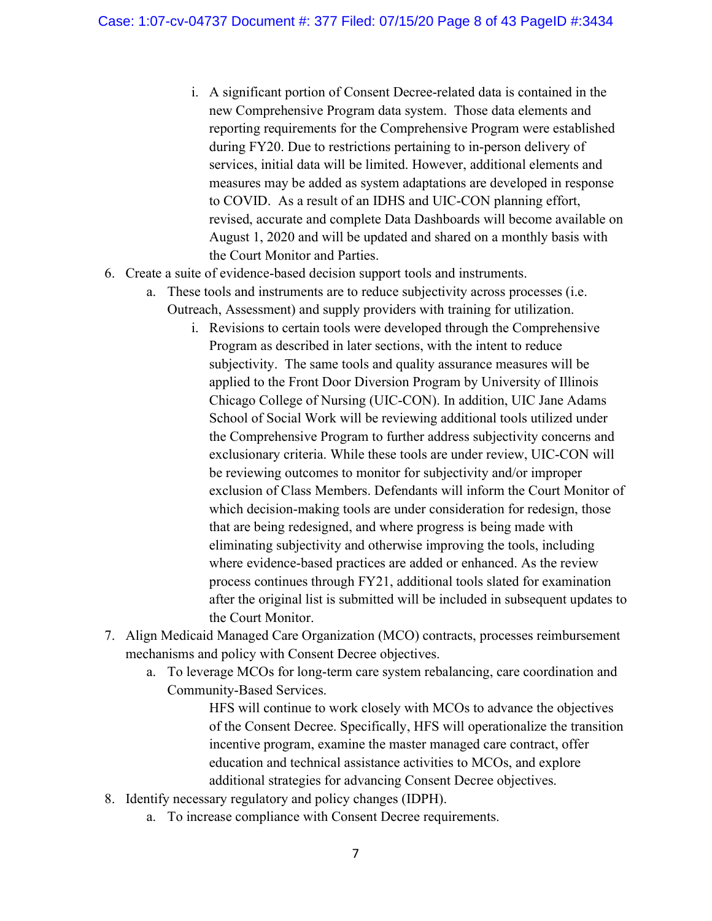i. A significant portion of Consent Decree-related data is contained in the new Comprehensive Program data system. Those data elements and reporting requirements for the Comprehensive Program were established during FY20. Due to restrictions pertaining to in-person delivery of services, initial data will be limited. However, additional elements and measures may be added as system adaptations are developed in response to COVID. As a result of an IDHS and UIC-CON planning effort, revised, accurate and complete Data Dashboards will become available on August 1, 2020 and will be updated and shared on a monthly basis with the Court Monitor and Parties.

6. Create a suite of evidence-based decision support tools and instruments.
   a. These tools and instruments are to reduce subjectivity across processes (i.e. Outreach, Assessment) and supply providers with training for utilization.
      i. Revisions to certain tools were developed through the Comprehensive Program as described in later sections, with the intent to reduce subjectivity. The same tools and quality assurance measures will be applied to the Front Door Diversion Program by University of Illinois Chicago College of Nursing (UIC-CON). In addition, UIC Jane Adams School of Social Work will be reviewing additional tools utilized under the Comprehensive Program to further address subjectivity concerns and exclusionary criteria. While these tools are under review, UIC-CON will be reviewing outcomes to monitor for subjectivity and/or improper exclusion of Class Members. Defendants will inform the Court Monitor of which decision-making tools are under consideration for redesign, those that are being redesigned, and where progress is being made with eliminating subjectivity and otherwise improving the tools, including where evidence-based practices are added or enhanced. As the review process continues through FY21, additional tools slated for examination after the original list is submitted will be included in subsequent updates to the Court Monitor.

7. Align Medicaid Managed Care Organization (MCO) contracts, processes reimbursement mechanisms and policy with Consent Decree objectives.
   a. To leverage MCOs for long-term care system rebalancing, care coordination and Community-Based Services.

      HFS will continue to work closely with MCOs to advance the objectives of the Consent Decree. Specifically, HFS will operationalize the transition incentive program, examine the master managed care contract, offer education and technical assistance activities to MCOs, and explore additional strategies for advancing Consent Decree objectives.

8. Identify necessary regulatory and policy changes (IDPH).
   a. To increase compliance with Consent Decree requirements.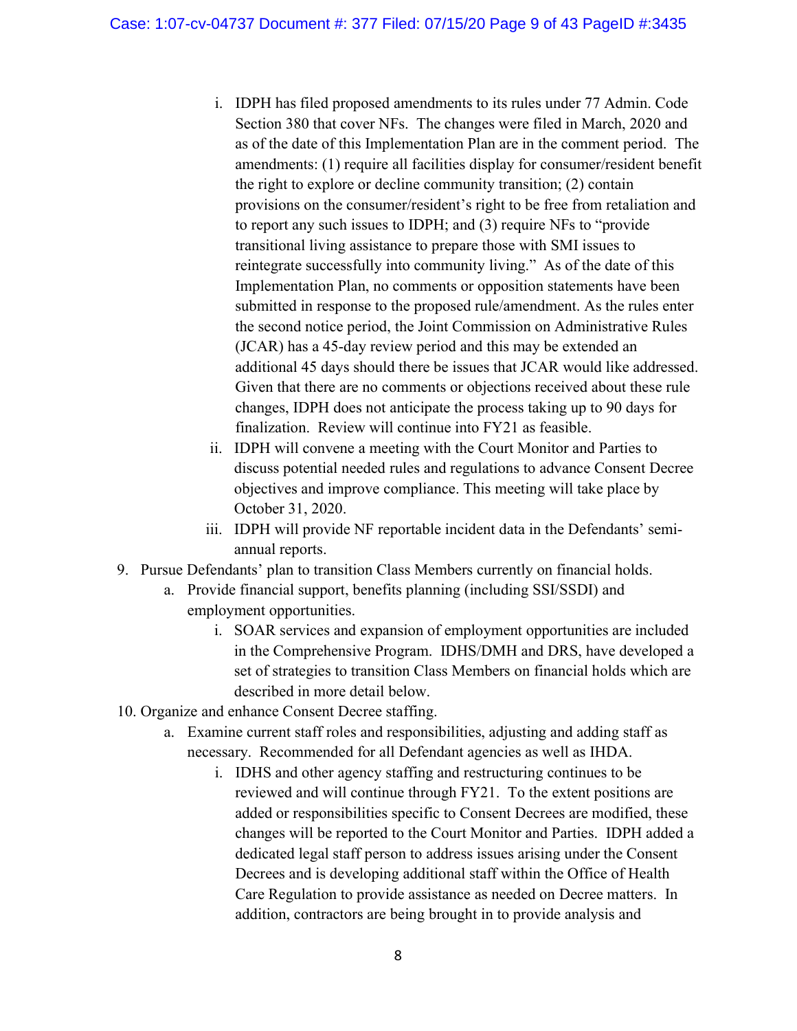i. IDPH has filed proposed amendments to its rules under 77 Admin. Code Section 380 that cover NFs. The changes were filed in March, 2020 and as of the date of this Implementation Plan are in the comment period. The amendments: (1) require all facilities display for consumer/resident benefit the right to explore or decline community transition; (2) contain provisions on the consumer/resident's right to be free from retaliation and to report any such issues to IDPH; and (3) require NFs to "provide transitional living assistance to prepare those with SMI issues to reintegrate successfully into community living." As of the date of this Implementation Plan, no comments or opposition statements have been submitted in response to the proposed rule/amendment. As the rules enter the second notice period, the Joint Commission on Administrative Rules (JCAR) has a 45-day review period and this may be extended an additional 45 days should there be issues that JCAR would like addressed. Given that there are no comments or objections received about these rule changes, IDPH does not anticipate the process taking up to 90 days for finalization. Review will continue into FY21 as feasible.

   ii. IDPH will convene a meeting with the Court Monitor and Parties to discuss potential needed rules and regulations to advance Consent Decree objectives and improve compliance. This meeting will take place by October 31, 2020.

   iii. IDPH will provide NF reportable incident data in the Defendants' semi-annual reports.

9. Pursue Defendants' plan to transition Class Members currently on financial holds.
   a. Provide financial support, benefits planning (including SSI/SSDI) and employment opportunities.
      i. SOAR services and expansion of employment opportunities are included in the Comprehensive Program. IDHS/DMH and DRS, have developed a set of strategies to transition Class Members on financial holds which are described in more detail below.

10. Organize and enhance Consent Decree staffing.
    a. Examine current staff roles and responsibilities, adjusting and adding staff as necessary. Recommended for all Defendant agencies as well as IHDA.
       i. IDHS and other agency staffing and restructuring continues to be reviewed and will continue through FY21. To the extent positions are added or responsibilities specific to Consent Decrees are modified, these changes will be reported to the Court Monitor and Parties. IDPH added a dedicated legal staff person to address issues arising under the Consent Decrees and is developing additional staff within the Office of Health Care Regulation to provide assistance as needed on Decree matters. In addition, contractors are being brought in to provide analysis and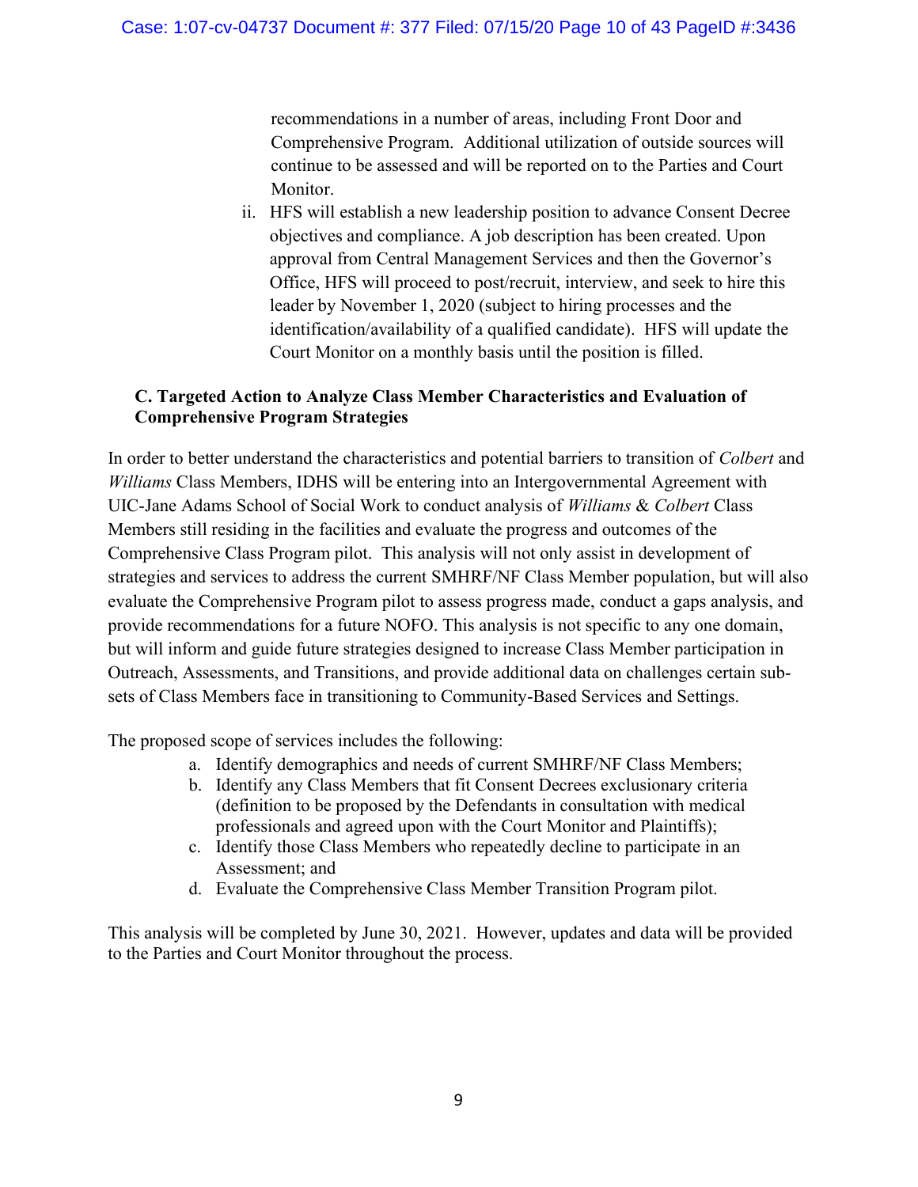recommendations in a number of areas, including Front Door and Comprehensive Program. Additional utilization of outside sources will continue to be assessed and will be reported on to the Parties and Court Monitor.

ii. HFS will establish a new leadership position to advance Consent Decree objectives and compliance. A job description has been created. Upon approval from Central Management Services and then the Governor's Office, HFS will proceed to post/recruit, interview, and seek to hire this leader by November 1, 2020 (subject to hiring processes and the identification/availability of a qualified candidate). HFS will update the Court Monitor on a monthly basis until the position is filled.

**C. Targeted Action to Analyze Class Member Characteristics and Evaluation of Comprehensive Program Strategies**

In order to better understand the characteristics and potential barriers to transition of *Colbert* and *Williams* Class Members, IDHS will be entering into an Intergovernmental Agreement with UIC-Jane Adams School of Social Work to conduct analysis of *Williams* & *Colbert* Class Members still residing in the facilities and evaluate the progress and outcomes of the Comprehensive Class Program pilot. This analysis will not only assist in development of strategies and services to address the current SMHRF/NF Class Member population, but will also evaluate the Comprehensive Program pilot to assess progress made, conduct a gaps analysis, and provide recommendations for a future NOFO. This analysis is not specific to any one domain, but will inform and guide future strategies designed to increase Class Member participation in Outreach, Assessments, and Transitions, and provide additional data on challenges certain sub-sets of Class Members face in transitioning to Community-Based Services and Settings.

The proposed scope of services includes the following:

a. Identify demographics and needs of current SMHRF/NF Class Members;
b. Identify any Class Members that fit Consent Decrees exclusionary criteria (definition to be proposed by the Defendants in consultation with medical professionals and agreed upon with the Court Monitor and Plaintiffs);
c. Identify those Class Members who repeatedly decline to participate in an Assessment; and
d. Evaluate the Comprehensive Class Member Transition Program pilot.

This analysis will be completed by June 30, 2021. However, updates and data will be provided to the Parties and Court Monitor throughout the process.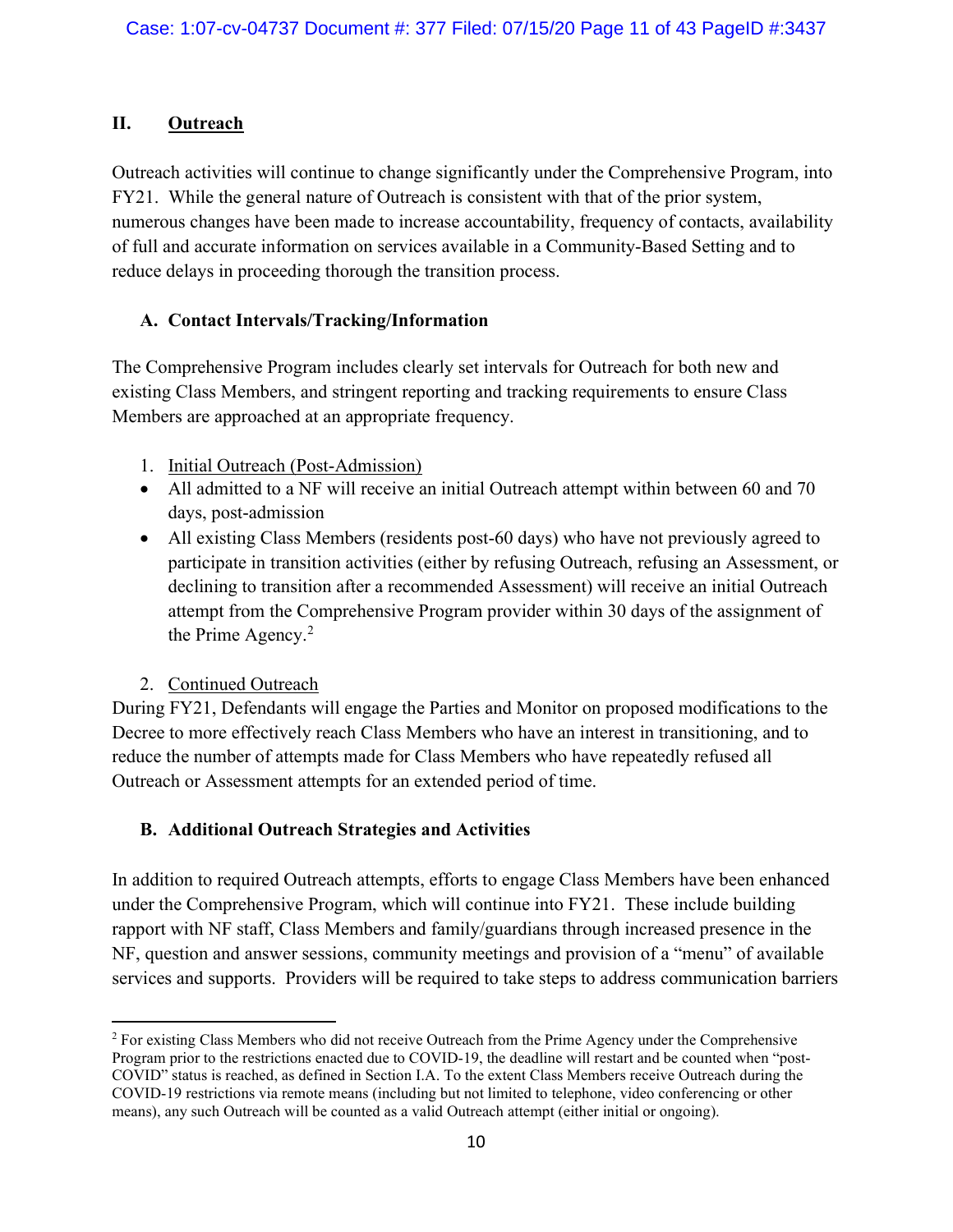## II. Outreach

Outreach activities will continue to change significantly under the Comprehensive Program, into FY21. While the general nature of Outreach is consistent with that of the prior system, numerous changes have been made to increase accountability, frequency of contacts, availability of full and accurate information on services available in a Community-Based Setting and to reduce delays in proceeding thorough the transition process.

### A. Contact Intervals/Tracking/Information

The Comprehensive Program includes clearly set intervals for Outreach for both new and existing Class Members, and stringent reporting and tracking requirements to ensure Class Members are approached at an appropriate frequency.

1. Initial Outreach (Post-Admission)

- All admitted to a NF will receive an initial Outreach attempt within between 60 and 70 days, post-admission
- All existing Class Members (residents post-60 days) who have not previously agreed to participate in transition activities (either by refusing Outreach, refusing an Assessment, or declining to transition after a recommended Assessment) will receive an initial Outreach attempt from the Comprehensive Program provider within 30 days of the assignment of the Prime Agency.[2]

2. Continued Outreach

During FY21, Defendants will engage the Parties and Monitor on proposed modifications to the Decree to more effectively reach Class Members who have an interest in transitioning, and to reduce the number of attempts made for Class Members who have repeatedly refused all Outreach or Assessment attempts for an extended period of time.

### B. Additional Outreach Strategies and Activities

In addition to required Outreach attempts, efforts to engage Class Members have been enhanced under the Comprehensive Program, which will continue into FY21. These include building rapport with NF staff, Class Members and family/guardians through increased presence in the NF, question and answer sessions, community meetings and provision of a "menu" of available services and supports. Providers will be required to take steps to address communication barriers

[2] For existing Class Members who did not receive Outreach from the Prime Agency under the Comprehensive Program prior to the restrictions enacted due to COVID-19, the deadline will restart and be counted when "post-COVID" status is reached, as defined in Section I.A. To the extent Class Members receive Outreach during the COVID-19 restrictions via remote means (including but not limited to telephone, video conferencing or other means), any such Outreach will be counted as a valid Outreach attempt (either initial or ongoing).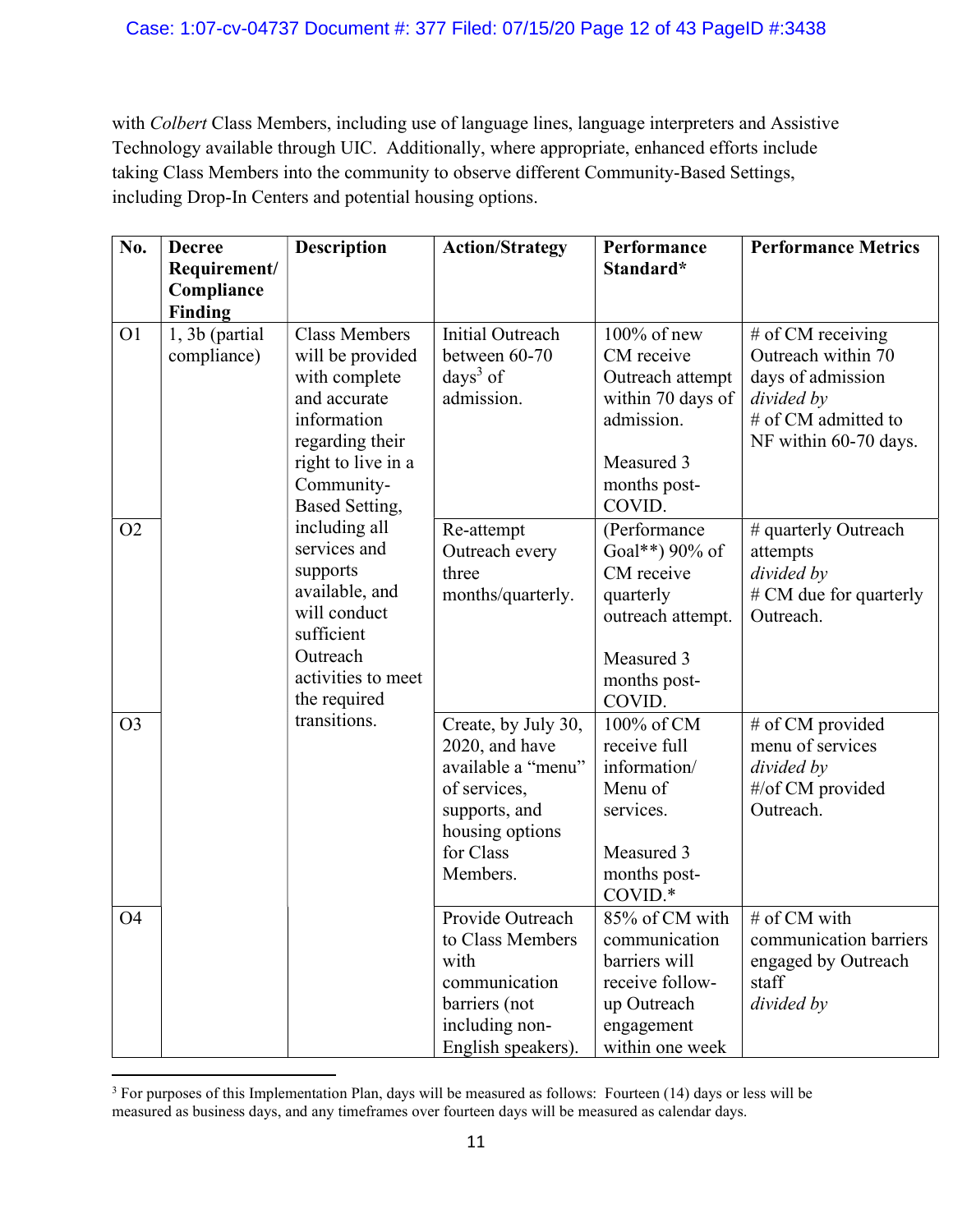with *Colbert* Class Members, including use of language lines, language interpreters and Assistive Technology available through UIC. Additionally, where appropriate, enhanced efforts include taking Class Members into the community to observe different Community-Based Settings, including Drop-In Centers and potential housing options.

| No. | Decree Requirement/ Compliance Finding | Description | Action/Strategy | Performance Standard* | Performance Metrics |
|---|---|---|---|---|---|
| O1 | 1, 3b (partial compliance) | Class Members will be provided with complete and accurate information regarding their right to live in a Community-Based Setting, including all services and supports available, and will conduct sufficient Outreach activities to meet the required transitions. | Initial Outreach between 60-70 days[3] of admission. | 100% of new CM receive Outreach attempt within 70 days of admission.<br><br>Measured 3 months post-COVID. | # of CM receiving Outreach within 70 days of admission *divided by* # of CM admitted to NF within 60-70 days. |
| O2 | | | Re-attempt Outreach every three months/quarterly. | (Performance Goal**) 90% of CM receive quarterly outreach attempt.<br><br>Measured 3 months post-COVID. | # quarterly Outreach attempts *divided by* # CM due for quarterly Outreach. |
| O3 | | | Create, by July 30, 2020, and have available a "menu" of services, supports, and housing options for Class Members. | 100% of CM receive full information/ Menu of services.<br><br>Measured 3 months post-COVID.* | # of CM provided menu of services *divided by* #/of CM provided Outreach. |
| O4 | | | Provide Outreach to Class Members with communication barriers (not including non-English speakers). | 85% of CM with communication barriers will receive follow-up Outreach engagement within one week | # of CM with communication barriers engaged by Outreach staff *divided by* |

[3] For purposes of this Implementation Plan, days will be measured as follows: Fourteen (14) days or less will be measured as business days, and any timeframes over fourteen days will be measured as calendar days.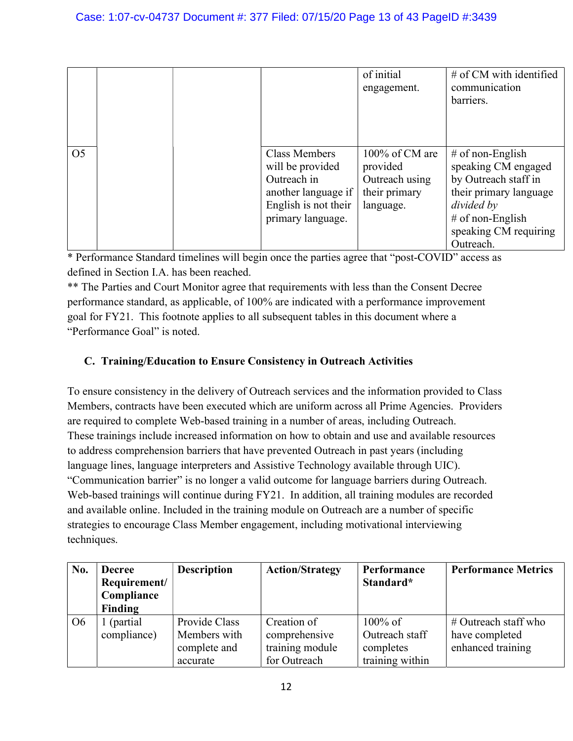| | | | | of initial engagement. | # of CM with identified communication barriers. |
|---|---|---|---|---|---|
| O5 | | | Class Members will be provided Outreach in another language if English is not their primary language. | 100% of CM are provided Outreach using their primary language. | # of non-English speaking CM engaged by Outreach staff in their primary language *divided by* # of non-English speaking CM requiring Outreach. |

\* Performance Standard timelines will begin once the parties agree that "post-COVID" access as defined in Section I.A. has been reached.

\*\* The Parties and Court Monitor agree that requirements with less than the Consent Decree performance standard, as applicable, of 100% are indicated with a performance improvement goal for FY21. This footnote applies to all subsequent tables in this document where a "Performance Goal" is noted.

### C. Training/Education to Ensure Consistency in Outreach Activities

To ensure consistency in the delivery of Outreach services and the information provided to Class Members, contracts have been executed which are uniform across all Prime Agencies. Providers are required to complete Web-based training in a number of areas, including Outreach. These trainings include increased information on how to obtain and use and available resources to address comprehension barriers that have prevented Outreach in past years (including language lines, language interpreters and Assistive Technology available through UIC). "Communication barrier" is no longer a valid outcome for language barriers during Outreach. Web-based trainings will continue during FY21. In addition, all training modules are recorded and available online. Included in the training module on Outreach are a number of specific strategies to encourage Class Member engagement, including motivational interviewing techniques.

| No. | Decree Requirement/ Compliance Finding | Description | Action/Strategy | Performance Standard* | Performance Metrics |
|---|---|---|---|---|---|
| O6 | 1 (partial compliance) | Provide Class Members with complete and accurate | Creation of comprehensive training module for Outreach | 100% of Outreach staff completes training within | # Outreach staff who have completed enhanced training |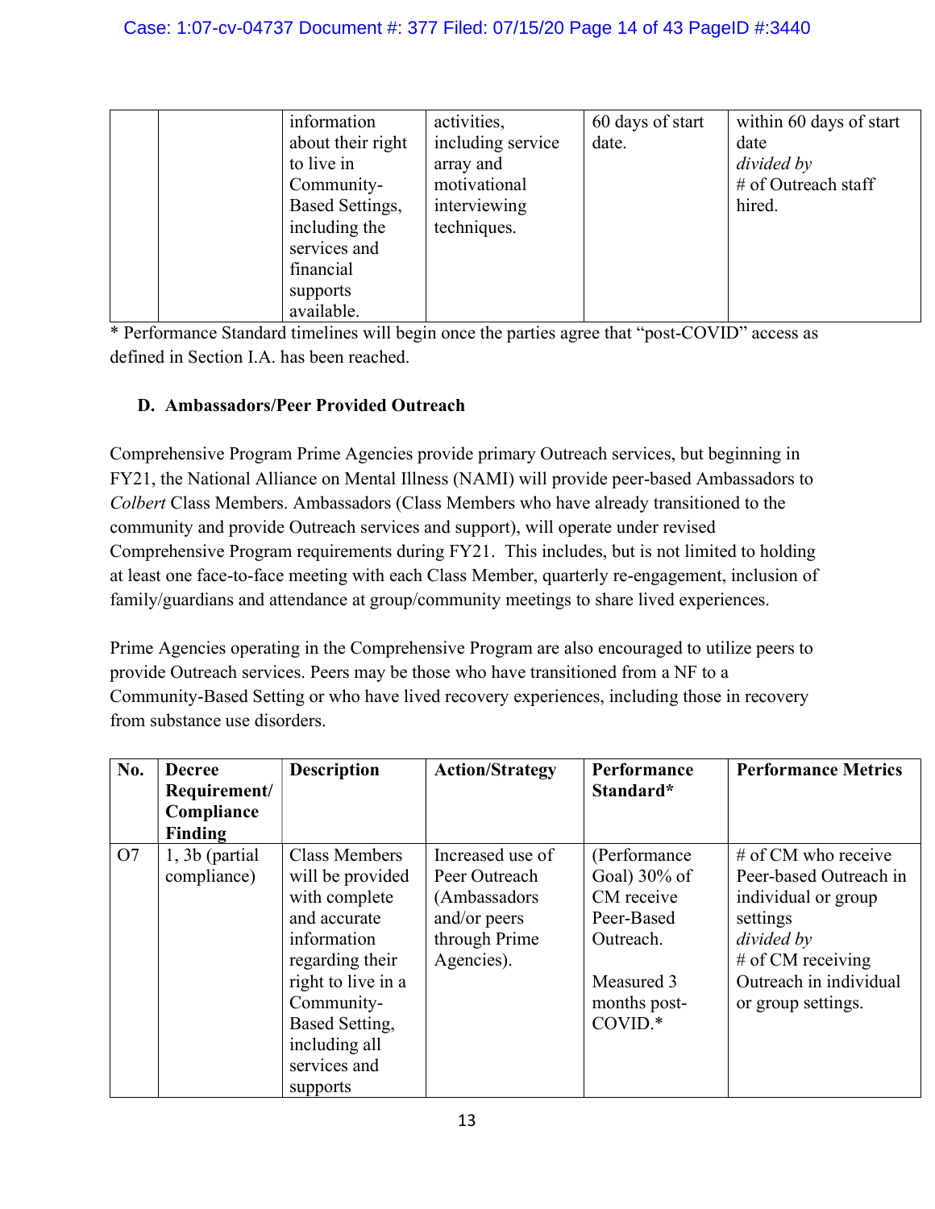| | | information about their right to live in Community-Based Settings, including the services and financial supports available. | activities, including service array and motivational interviewing techniques. | 60 days of start date. | within 60 days of start date *divided by* # of Outreach staff hired. |
|---|---|---|---|---|---|

* Performance Standard timelines will begin once the parties agree that "post-COVID" access as defined in Section I.A. has been reached.

### D. Ambassadors/Peer Provided Outreach

Comprehensive Program Prime Agencies provide primary Outreach services, but beginning in FY21, the National Alliance on Mental Illness (NAMI) will provide peer-based Ambassadors to *Colbert* Class Members. Ambassadors (Class Members who have already transitioned to the community and provide Outreach services and support), will operate under revised Comprehensive Program requirements during FY21. This includes, but is not limited to holding at least one face-to-face meeting with each Class Member, quarterly re-engagement, inclusion of family/guardians and attendance at group/community meetings to share lived experiences.

Prime Agencies operating in the Comprehensive Program are also encouraged to utilize peers to provide Outreach services. Peers may be those who have transitioned from a NF to a Community-Based Setting or who have lived recovery experiences, including those in recovery from substance use disorders.

| No. | Decree Requirement/ Compliance Finding | Description | Action/Strategy | Performance Standard* | Performance Metrics |
|---|---|---|---|---|---|
| O7 | 1, 3b (partial compliance) | Class Members will be provided with complete and accurate information regarding their right to live in a Community-Based Setting, including all services and supports | Increased use of Peer Outreach (Ambassadors and/or peers through Prime Agencies). | (Performance Goal) 30% of CM receive Peer-Based Outreach.<br><br>Measured 3 months post-COVID.* | # of CM who receive Peer-based Outreach in individual or group settings *divided by* # of CM receiving Outreach in individual or group settings. |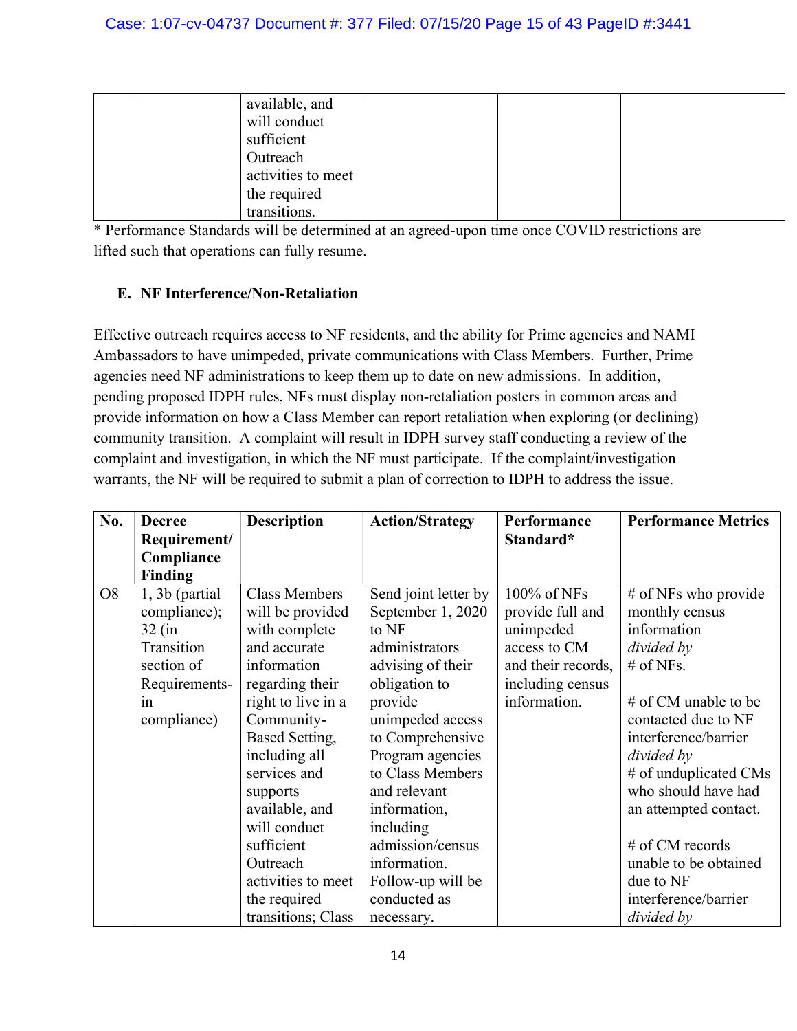| | | available, and will conduct sufficient Outreach activities to meet the required transitions. | | | |
|---|---|---|---|---|---|

* Performance Standards will be determined at an agreed-upon time once COVID restrictions are lifted such that operations can fully resume.

### E. NF Interference/Non-Retaliation

Effective outreach requires access to NF residents, and the ability for Prime agencies and NAMI Ambassadors to have unimpeded, private communications with Class Members. Further, Prime agencies need NF administrations to keep them up to date on new admissions. In addition, pending proposed IDPH rules, NFs must display non-retaliation posters in common areas and provide information on how a Class Member can report retaliation when exploring (or declining) community transition. A complaint will result in IDPH survey staff conducting a review of the complaint and investigation, in which the NF must participate. If the complaint/investigation warrants, the NF will be required to submit a plan of correction to IDPH to address the issue.

| No. | Decree Requirement/ Compliance Finding | Description | Action/Strategy | Performance Standard* | Performance Metrics |
|---|---|---|---|---|---|
| O8 | 1, 3b (partial compliance); 32 (in Transition section of Requirements-in compliance) | Class Members will be provided with complete and accurate information regarding their right to live in a Community-Based Setting, including all services and supports available, and will conduct sufficient Outreach activities to meet the required transitions; Class | Send joint letter by September 1, 2020 to NF administrators advising of their obligation to provide unimpeded access to Comprehensive Program agencies to Class Members and relevant information, including admission/census information. Follow-up will be conducted as necessary. | 100% of NFs provide full and unimpeded access to CM and their records, including census information. | # of NFs who provide monthly census information *divided by* # of NFs.<br><br># of CM unable to be contacted due to NF interference/barrier *divided by* # of unduplicated CMs who should have had an attempted contact.<br><br># of CM records unable to be obtained due to NF interference/barrier *divided by* |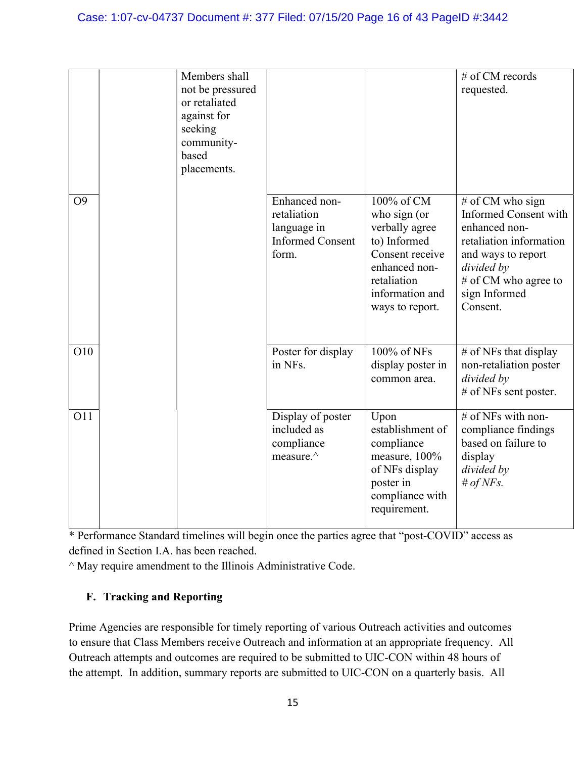| | | | | | |
|---|---|---|---|---|---|
| | | Members shall not be pressured or retaliated against for seeking community-based placements. | | | # of CM records requested. |
| O9 | | | Enhanced non-retaliation language in Informed Consent form. | 100% of CM who sign (or verbally agree to) Informed Consent receive enhanced non-retaliation information and ways to report. | # of CM who sign Informed Consent with enhanced non-retaliation information and ways to report *divided by* # of CM who agree to sign Informed Consent. |
| O10 | | | Poster for display in NFs. | 100% of NFs display poster in common area. | # of NFs that display non-retaliation poster *divided by* # of NFs sent poster. |
| O11 | | | Display of poster included as compliance measure.^ | Upon establishment of compliance measure, 100% of NFs display poster in compliance with requirement. | # of NFs with non-compliance findings based on failure to display *divided by* *# of NFs.* |

* Performance Standard timelines will begin once the parties agree that "post-COVID" access as defined in Section I.A. has been reached.

^ May require amendment to the Illinois Administrative Code.

### F. Tracking and Reporting

Prime Agencies are responsible for timely reporting of various Outreach activities and outcomes to ensure that Class Members receive Outreach and information at an appropriate frequency. All Outreach attempts and outcomes are required to be submitted to UIC-CON within 48 hours of the attempt. In addition, summary reports are submitted to UIC-CON on a quarterly basis. All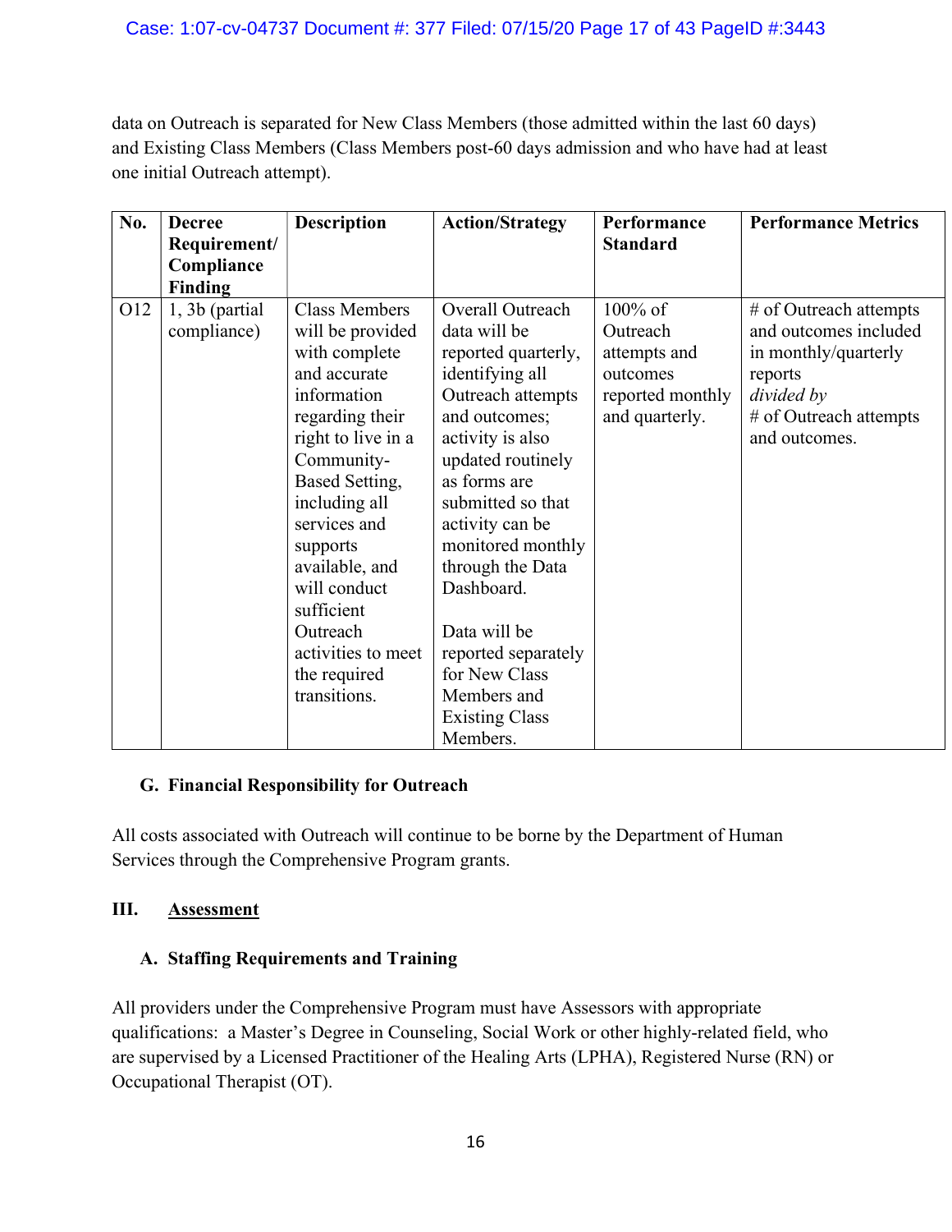data on Outreach is separated for New Class Members (those admitted within the last 60 days) and Existing Class Members (Class Members post-60 days admission and who have had at least one initial Outreach attempt).

| No. | Decree Requirement/ Compliance Finding | Description | Action/Strategy | Performance Standard | Performance Metrics |
|---|---|---|---|---|---|
| O12 | 1, 3b (partial compliance) | Class Members will be provided with complete and accurate information regarding their right to live in a Community-Based Setting, including all services and supports available, and will conduct sufficient Outreach activities to meet the required transitions. | Overall Outreach data will be reported quarterly, identifying all Outreach attempts and outcomes; activity is also updated routinely as forms are submitted so that activity can be monitored monthly through the Data Dashboard.<br><br>Data will be reported separately for New Class Members and Existing Class Members. | 100% of Outreach attempts and outcomes reported monthly and quarterly. | # of Outreach attempts and outcomes included in monthly/quarterly reports *divided by* # of Outreach attempts and outcomes. |

### G. Financial Responsibility for Outreach

All costs associated with Outreach will continue to be borne by the Department of Human Services through the Comprehensive Program grants.

## III. Assessment

### A. Staffing Requirements and Training

All providers under the Comprehensive Program must have Assessors with appropriate qualifications: a Master's Degree in Counseling, Social Work or other highly-related field, who are supervised by a Licensed Practitioner of the Healing Arts (LPHA), Registered Nurse (RN) or Occupational Therapist (OT).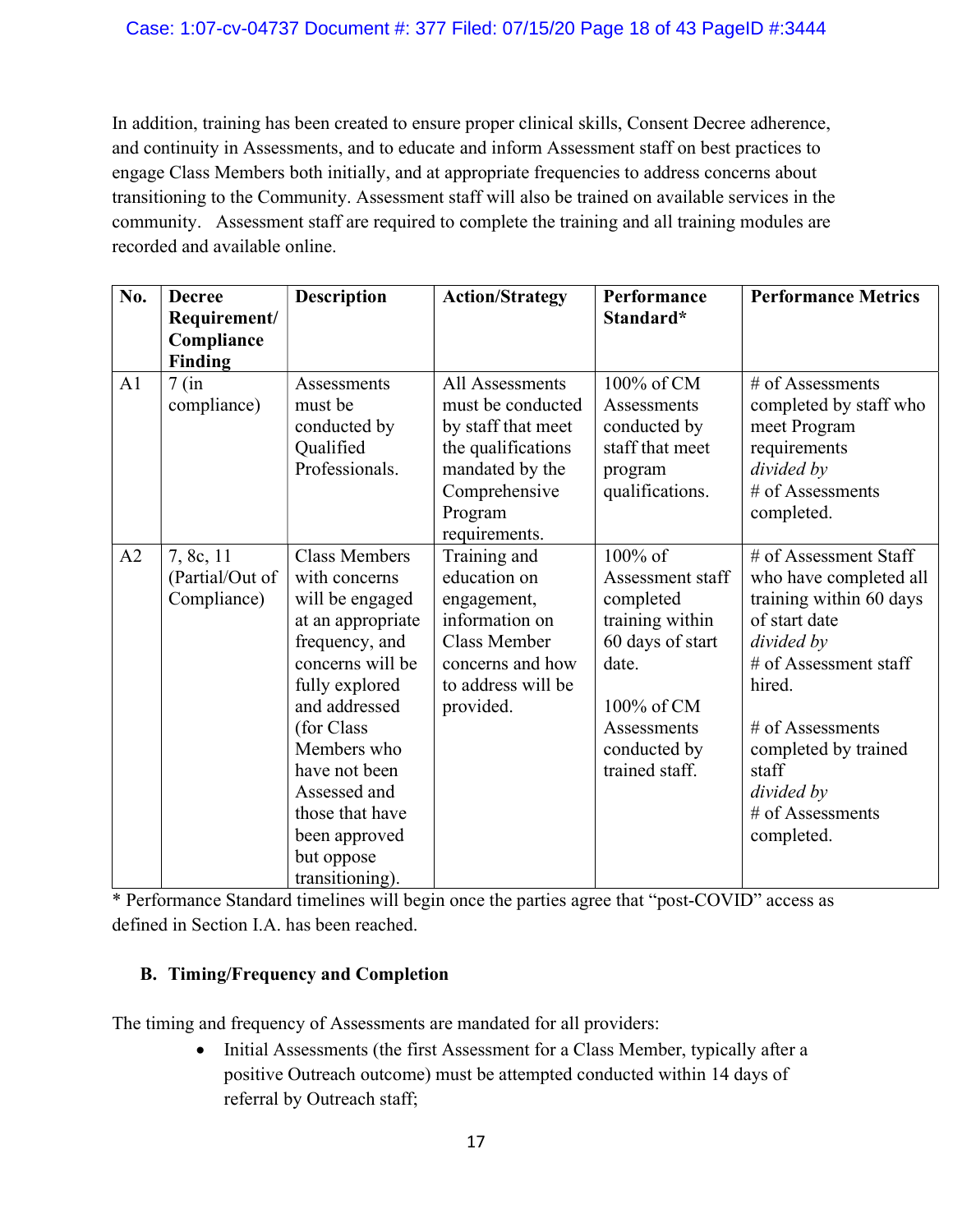In addition, training has been created to ensure proper clinical skills, Consent Decree adherence, and continuity in Assessments, and to educate and inform Assessment staff on best practices to engage Class Members both initially, and at appropriate frequencies to address concerns about transitioning to the Community. Assessment staff will also be trained on available services in the community. Assessment staff are required to complete the training and all training modules are recorded and available online.

| No. | Decree Requirement/ Compliance Finding | Description | Action/Strategy | Performance Standard* | Performance Metrics |
|---|---|---|---|---|---|
| A1 | 7 (in compliance) | Assessments must be conducted by Qualified Professionals. | All Assessments must be conducted by staff that meet the qualifications mandated by the Comprehensive Program requirements. | 100% of CM Assessments conducted by staff that meet program qualifications. | # of Assessments completed by staff who meet Program requirements *divided by* # of Assessments completed. |
| A2 | 7, 8c, 11 (Partial/Out of Compliance) | Class Members with concerns will be engaged at an appropriate frequency, and concerns will be fully explored and addressed (for Class Members who have not been Assessed and those that have been approved but oppose transitioning). | Training and education on engagement, information on Class Member concerns and how to address will be provided. | 100% of Assessment staff completed training within 60 days of start date.<br><br>100% of CM Assessments conducted by trained staff. | # of Assessment Staff who have completed all training within 60 days of start date *divided by* # of Assessment staff hired.<br><br># of Assessments completed by trained staff *divided by* # of Assessments completed. |

* Performance Standard timelines will begin once the parties agree that "post-COVID" access as defined in Section I.A. has been reached.

### B. Timing/Frequency and Completion

The timing and frequency of Assessments are mandated for all providers:

- Initial Assessments (the first Assessment for a Class Member, typically after a positive Outreach outcome) must be attempted conducted within 14 days of referral by Outreach staff;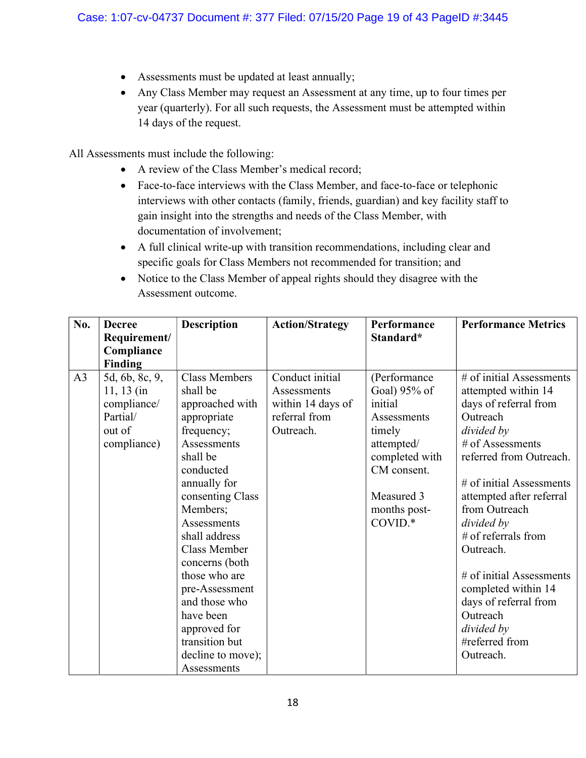- Assessments must be updated at least annually;
- Any Class Member may request an Assessment at any time, up to four times per year (quarterly). For all such requests, the Assessment must be attempted within 14 days of the request.

All Assessments must include the following:

- A review of the Class Member's medical record;
- Face-to-face interviews with the Class Member, and face-to-face or telephonic interviews with other contacts (family, friends, guardian) and key facility staff to gain insight into the strengths and needs of the Class Member, with documentation of involvement;
- A full clinical write-up with transition recommendations, including clear and specific goals for Class Members not recommended for transition; and
- Notice to the Class Member of appeal rights should they disagree with the Assessment outcome.

| No. | Decree Requirement/ Compliance Finding | Description | Action/Strategy | Performance Standard* | Performance Metrics |
|---|---|---|---|---|---|
| A3 | 5d, 6b, 8c, 9, 11, 13 (in compliance/ Partial/ out of compliance) | Class Members shall be approached with appropriate frequency; Assessments shall be conducted annually for consenting Class Members; Assessments shall address Class Member concerns (both those who are pre-Assessment and those who have been approved for transition but decline to move); Assessments | Conduct initial Assessments within 14 days of referral from Outreach. | (Performance Goal) 95% of initial Assessments timely attempted/ completed with CM consent.<br><br>Measured 3 months post-COVID.* | # of initial Assessments attempted within 14 days of referral from Outreach *divided by* # of Assessments referred from Outreach.<br><br># of initial Assessments attempted after referral from Outreach *divided by* # of referrals from Outreach.<br><br># of initial Assessments completed within 14 days of referral from Outreach *divided by* #referred from Outreach. |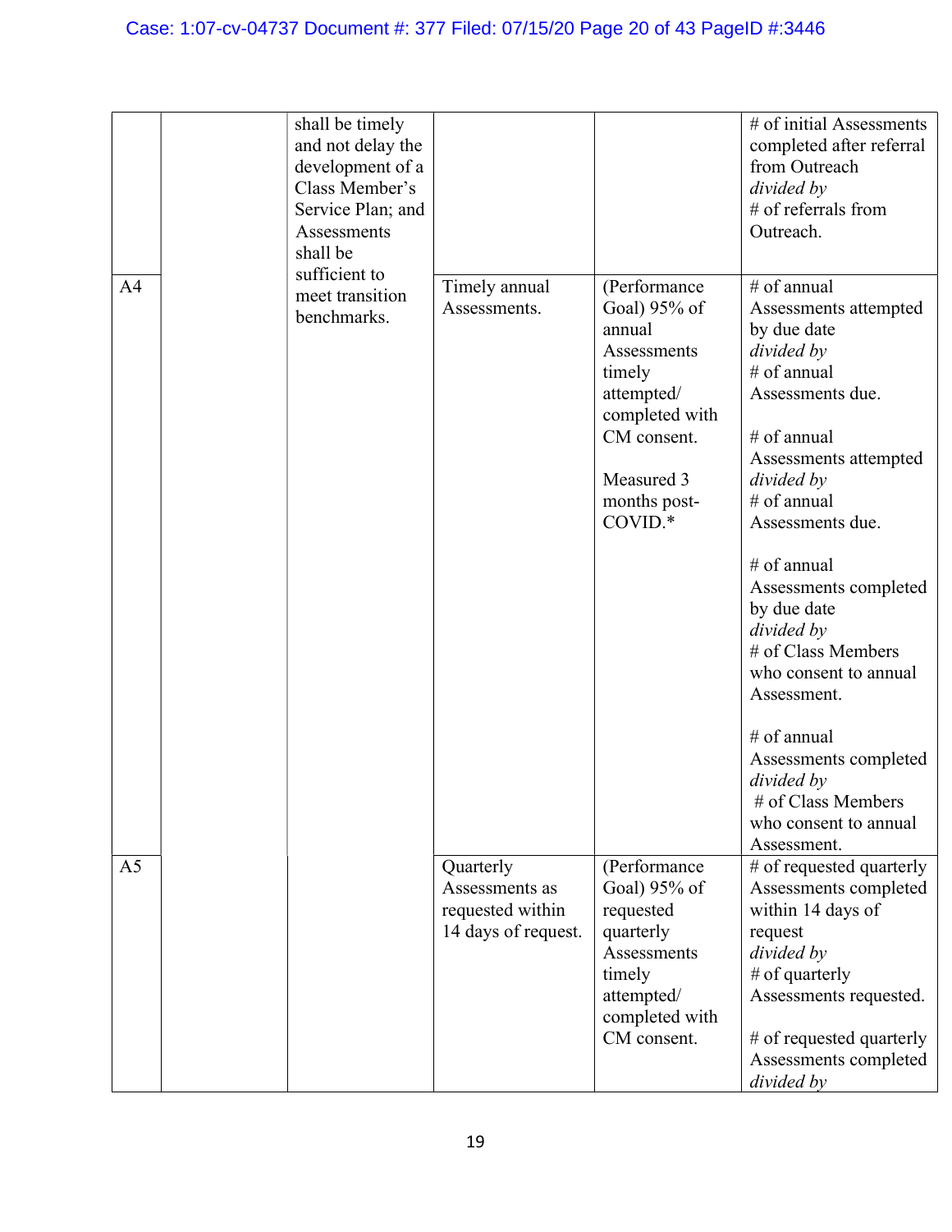| | | | | | |
|---|---|---|---|---|---|
| | | shall be timely and not delay the development of a Class Member's Service Plan; and Assessments shall be sufficient to meet transition benchmarks. | | | # of initial Assessments completed after referral from Outreach *divided by* # of referrals from Outreach. |
| A4 | | | Timely annual Assessments. | (Performance Goal) 95% of annual Assessments timely attempted/ completed with CM consent.<br><br>Measured 3 months post-COVID.* | # of annual Assessments attempted by due date *divided by* # of annual Assessments due.<br><br># of annual Assessments attempted *divided by* # of annual Assessments due.<br><br># of annual Assessments completed by due date *divided by* # of Class Members who consent to annual Assessment.<br><br># of annual Assessments completed *divided by* # of Class Members who consent to annual Assessment. |
| A5 | | | Quarterly Assessments as requested within 14 days of request. | (Performance Goal) 95% of requested quarterly Assessments timely attempted/ completed with CM consent. | # of requested quarterly Assessments completed within 14 days of request *divided by* # of quarterly Assessments requested.<br><br># of requested quarterly Assessments completed *divided by* |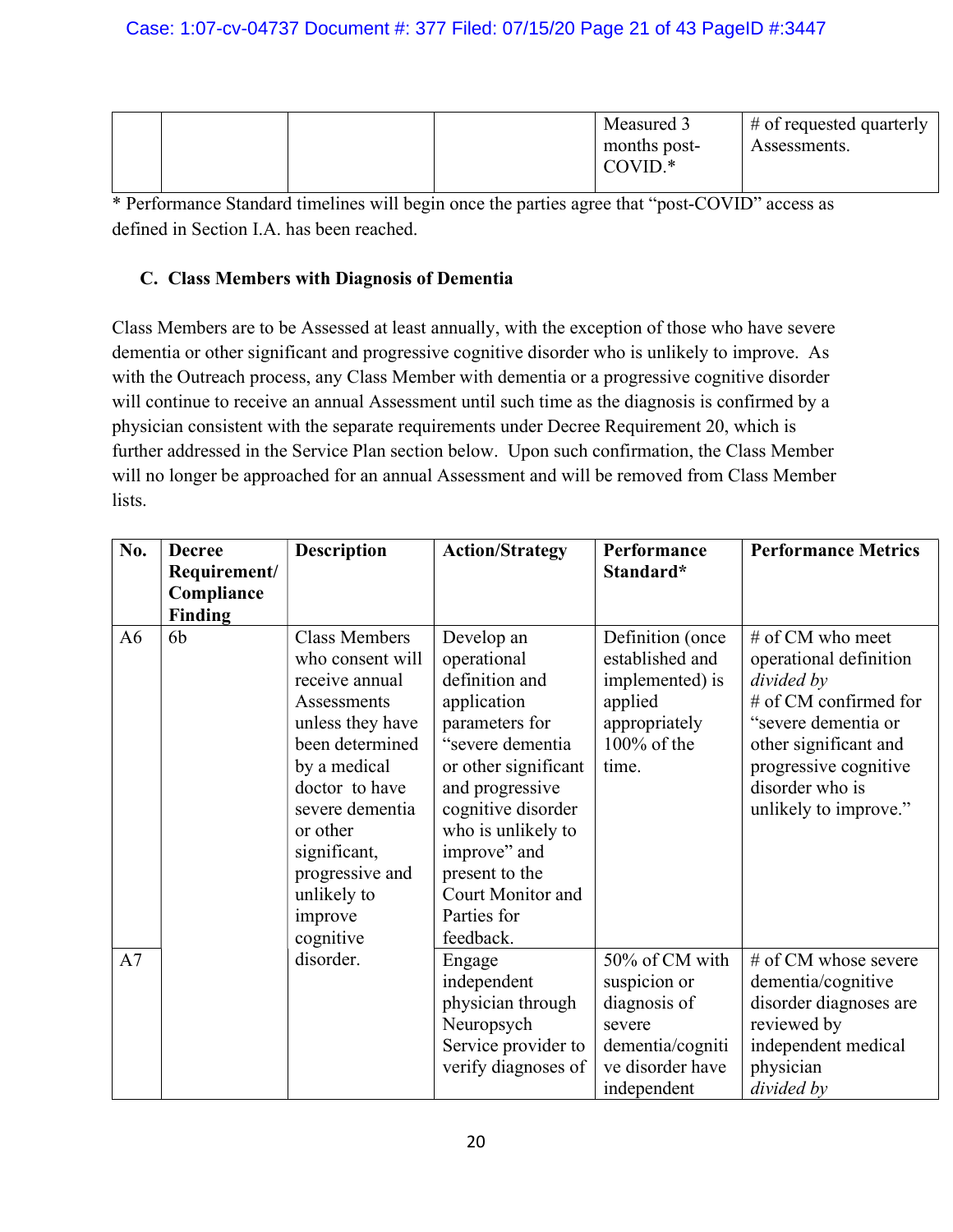| | | | | Measured 3 months post-COVID.* | # of requested quarterly Assessments. |
|---|---|---|---|---|---|

* Performance Standard timelines will begin once the parties agree that "post-COVID" access as defined in Section I.A. has been reached.

### C. Class Members with Diagnosis of Dementia

Class Members are to be Assessed at least annually, with the exception of those who have severe dementia or other significant and progressive cognitive disorder who is unlikely to improve. As with the Outreach process, any Class Member with dementia or a progressive cognitive disorder will continue to receive an annual Assessment until such time as the diagnosis is confirmed by a physician consistent with the separate requirements under Decree Requirement 20, which is further addressed in the Service Plan section below. Upon such confirmation, the Class Member will no longer be approached for an annual Assessment and will be removed from Class Member lists.

| No. | Decree Requirement/ Compliance Finding | Description | Action/Strategy | Performance Standard* | Performance Metrics |
|---|---|---|---|---|---|
| A6 | 6b | Class Members who consent will receive annual Assessments unless they have been determined by a medical doctor to have severe dementia or other significant, progressive and unlikely to improve cognitive disorder. | Develop an operational definition and application parameters for "severe dementia or other significant and progressive cognitive disorder who is unlikely to improve" and present to the Court Monitor and Parties for feedback. | Definition (once established and implemented) is applied appropriately 100% of the time. | # of CM who meet operational definition *divided by* # of CM confirmed for "severe dementia or other significant and progressive cognitive disorder who is unlikely to improve." |
| A7 | | | Engage independent physician through Neuropsych Service provider to verify diagnoses of | 50% of CM with suspicion or diagnosis of severe dementia/cognitive disorder have independent | # of CM whose severe dementia/cognitive disorder diagnoses are reviewed by independent medical physician *divided by* |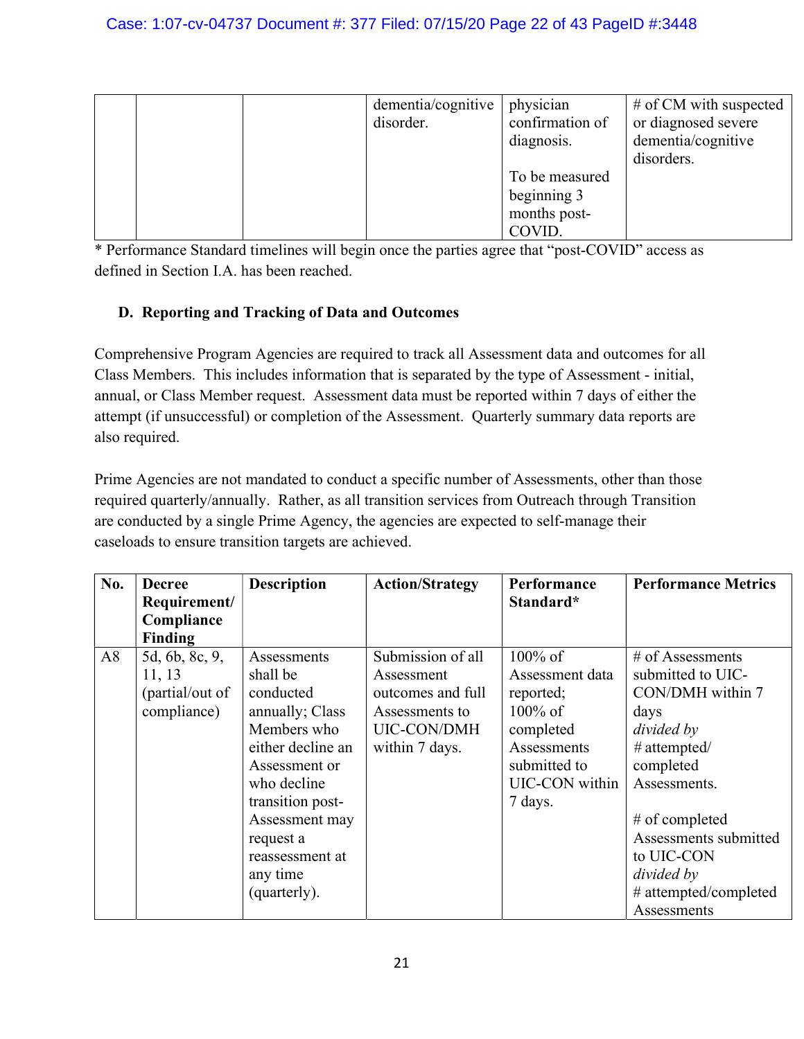| | | | dementia/cognitive disorder. | physician confirmation of diagnosis.<br><br>To be measured beginning 3 months post-COVID. | # of CM with suspected or diagnosed severe dementia/cognitive disorders. |
|---|---|---|---|---|---|

* Performance Standard timelines will begin once the parties agree that "post-COVID" access as defined in Section I.A. has been reached.

### D. Reporting and Tracking of Data and Outcomes

Comprehensive Program Agencies are required to track all Assessment data and outcomes for all Class Members. This includes information that is separated by the type of Assessment - initial, annual, or Class Member request. Assessment data must be reported within 7 days of either the attempt (if unsuccessful) or completion of the Assessment. Quarterly summary data reports are also required.

Prime Agencies are not mandated to conduct a specific number of Assessments, other than those required quarterly/annually. Rather, as all transition services from Outreach through Transition are conducted by a single Prime Agency, the agencies are expected to self-manage their caseloads to ensure transition targets are achieved.

| No. | Decree Requirement/ Compliance Finding | Description | Action/Strategy | Performance Standard* | Performance Metrics |
|---|---|---|---|---|---|
| A8 | 5d, 6b, 8c, 9, 11, 13 (partial/out of compliance) | Assessments shall be conducted annually; Class Members who either decline an Assessment or who decline transition post-Assessment may request a reassessment at any time (quarterly). | Submission of all Assessment outcomes and full Assessments to UIC-CON/DMH within 7 days. | 100% of Assessment data reported;<br>100% of completed Assessments submitted to UIC-CON within 7 days. | # of Assessments submitted to UIC-CON/DMH within 7 days *divided by* # attempted/ completed Assessments.<br><br># of completed Assessments submitted to UIC-CON *divided by* # attempted/completed Assessments |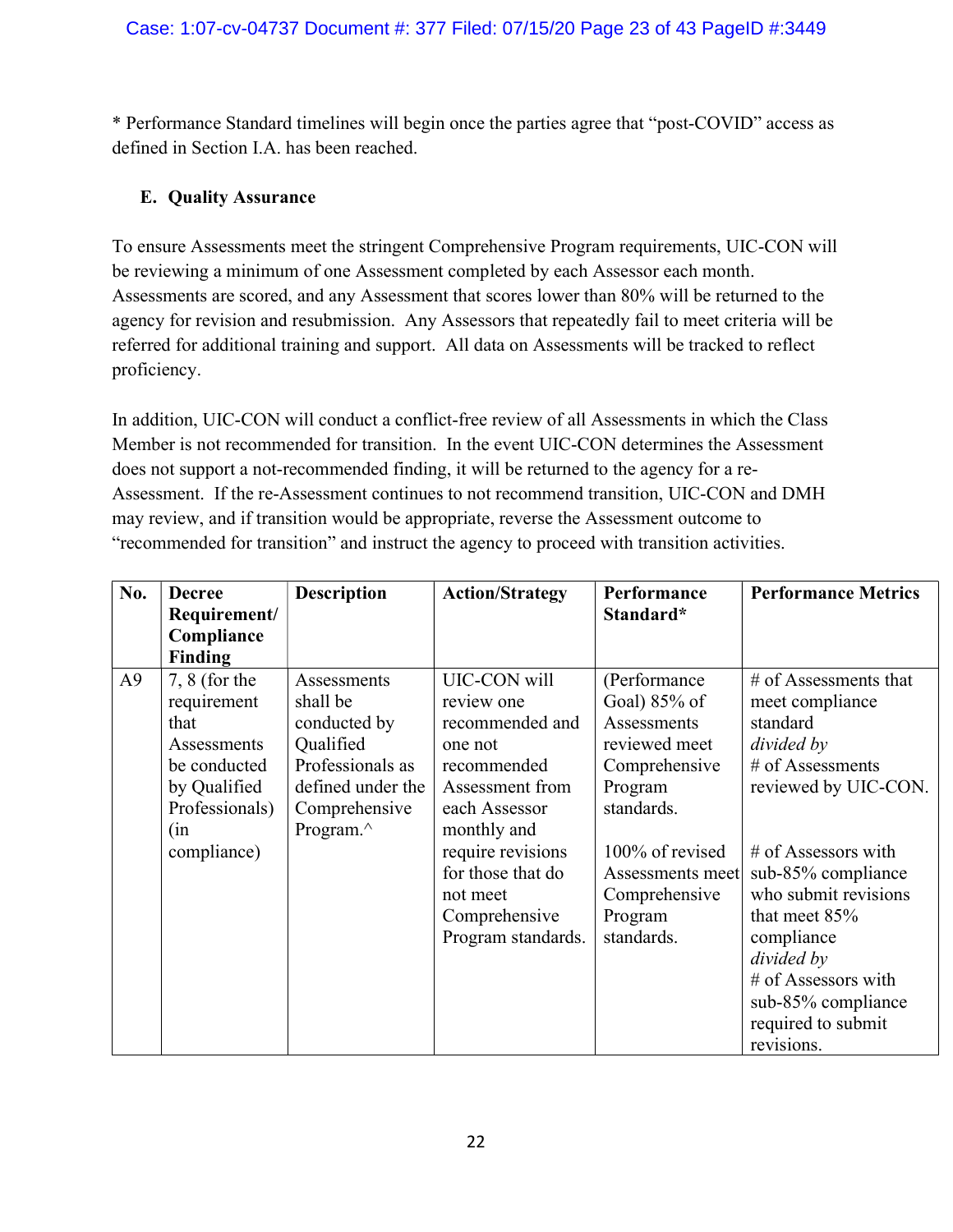* Performance Standard timelines will begin once the parties agree that "post-COVID" access as defined in Section I.A. has been reached.

### E. Quality Assurance

To ensure Assessments meet the stringent Comprehensive Program requirements, UIC-CON will be reviewing a minimum of one Assessment completed by each Assessor each month. Assessments are scored, and any Assessment that scores lower than 80% will be returned to the agency for revision and resubmission. Any Assessors that repeatedly fail to meet criteria will be referred for additional training and support. All data on Assessments will be tracked to reflect proficiency.

In addition, UIC-CON will conduct a conflict-free review of all Assessments in which the Class Member is not recommended for transition. In the event UIC-CON determines the Assessment does not support a not-recommended finding, it will be returned to the agency for a re-Assessment. If the re-Assessment continues to not recommend transition, UIC-CON and DMH may review, and if transition would be appropriate, reverse the Assessment outcome to "recommended for transition" and instruct the agency to proceed with transition activities.

| No. | Decree Requirement/ Compliance Finding | Description | Action/Strategy | Performance Standard* | Performance Metrics |
|---|---|---|---|---|---|
| A9 | 7, 8 (for the requirement that Assessments be conducted by Qualified Professionals) (in compliance) | Assessments shall be conducted by Qualified Professionals as defined under the Comprehensive Program.^ | UIC-CON will review one recommended and one not recommended Assessment from each Assessor monthly and require revisions for those that do not meet Comprehensive Program standards. | (Performance Goal) 85% of Assessments reviewed meet Comprehensive Program standards.<br><br>100% of revised Assessments meet Comprehensive Program standards. | # of Assessments that meet compliance standard *divided by* # of Assessments reviewed by UIC-CON.<br><br># of Assessors with sub-85% compliance who submit revisions that meet 85% compliance *divided by* # of Assessors with sub-85% compliance required to submit revisions. |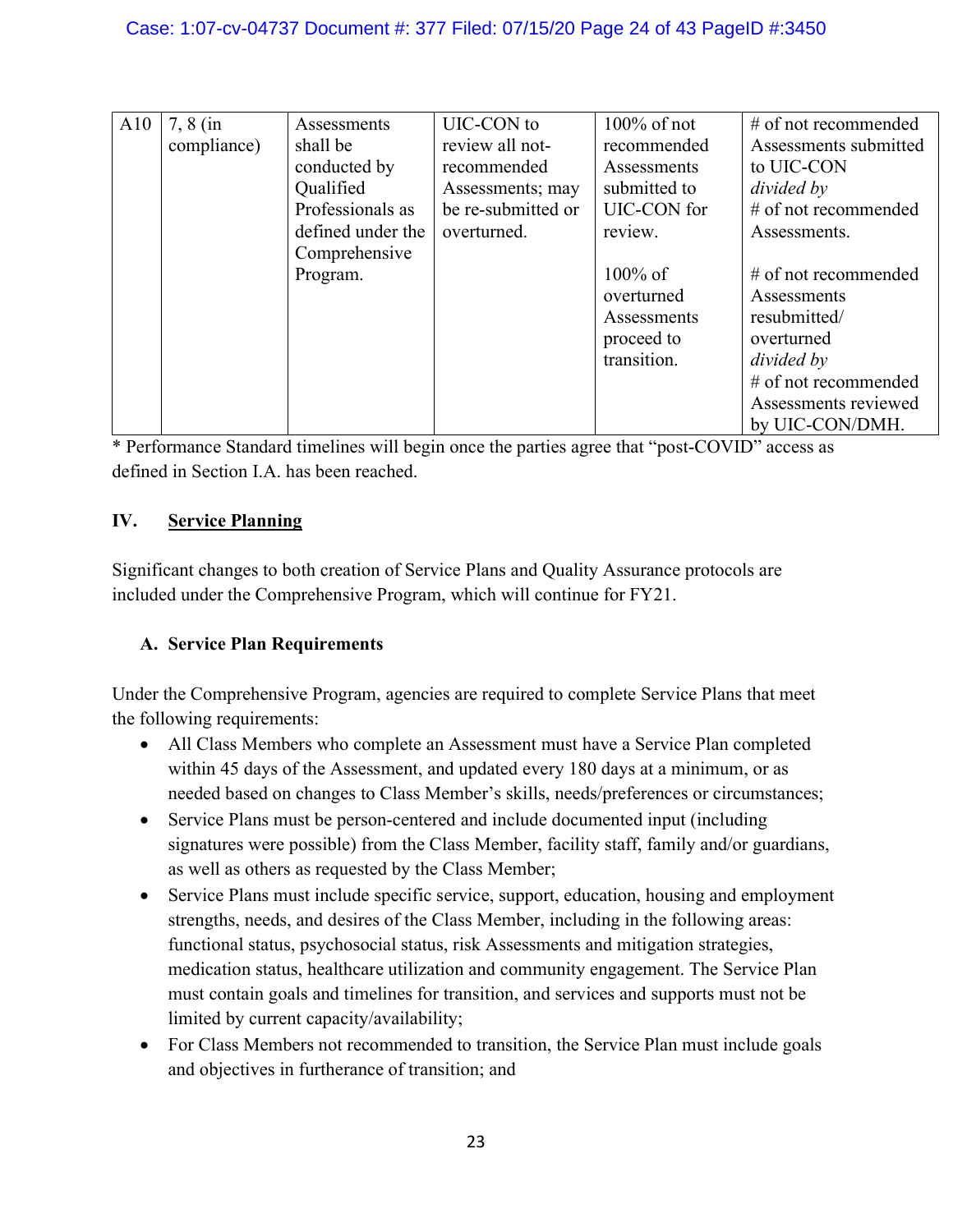| A10 | 7, 8 (in compliance) | Assessments shall be conducted by Qualified Professionals as defined under the Comprehensive Program. | UIC-CON to review all not-recommended Assessments; may be re-submitted or overturned. | 100% of not recommended Assessments submitted to UIC-CON for review.<br><br>100% of overturned Assessments proceed to transition. | # of not recommended Assessments submitted to UIC-CON *divided by* # of not recommended Assessments.<br><br># of not recommended Assessments resubmitted/ overturned *divided by* # of not recommended Assessments reviewed by UIC-CON/DMH. |
|---|---|---|---|---|---|

* Performance Standard timelines will begin once the parties agree that "post-COVID" access as defined in Section I.A. has been reached.

## IV. Service Planning

Significant changes to both creation of Service Plans and Quality Assurance protocols are included under the Comprehensive Program, which will continue for FY21.

### A. Service Plan Requirements

Under the Comprehensive Program, agencies are required to complete Service Plans that meet the following requirements:

- All Class Members who complete an Assessment must have a Service Plan completed within 45 days of the Assessment, and updated every 180 days at a minimum, or as needed based on changes to Class Member's skills, needs/preferences or circumstances;
- Service Plans must be person-centered and include documented input (including signatures were possible) from the Class Member, facility staff, family and/or guardians, as well as others as requested by the Class Member;
- Service Plans must include specific service, support, education, housing and employment strengths, needs, and desires of the Class Member, including in the following areas: functional status, psychosocial status, risk Assessments and mitigation strategies, medication status, healthcare utilization and community engagement. The Service Plan must contain goals and timelines for transition, and services and supports must not be limited by current capacity/availability;
- For Class Members not recommended to transition, the Service Plan must include goals and objectives in furtherance of transition; and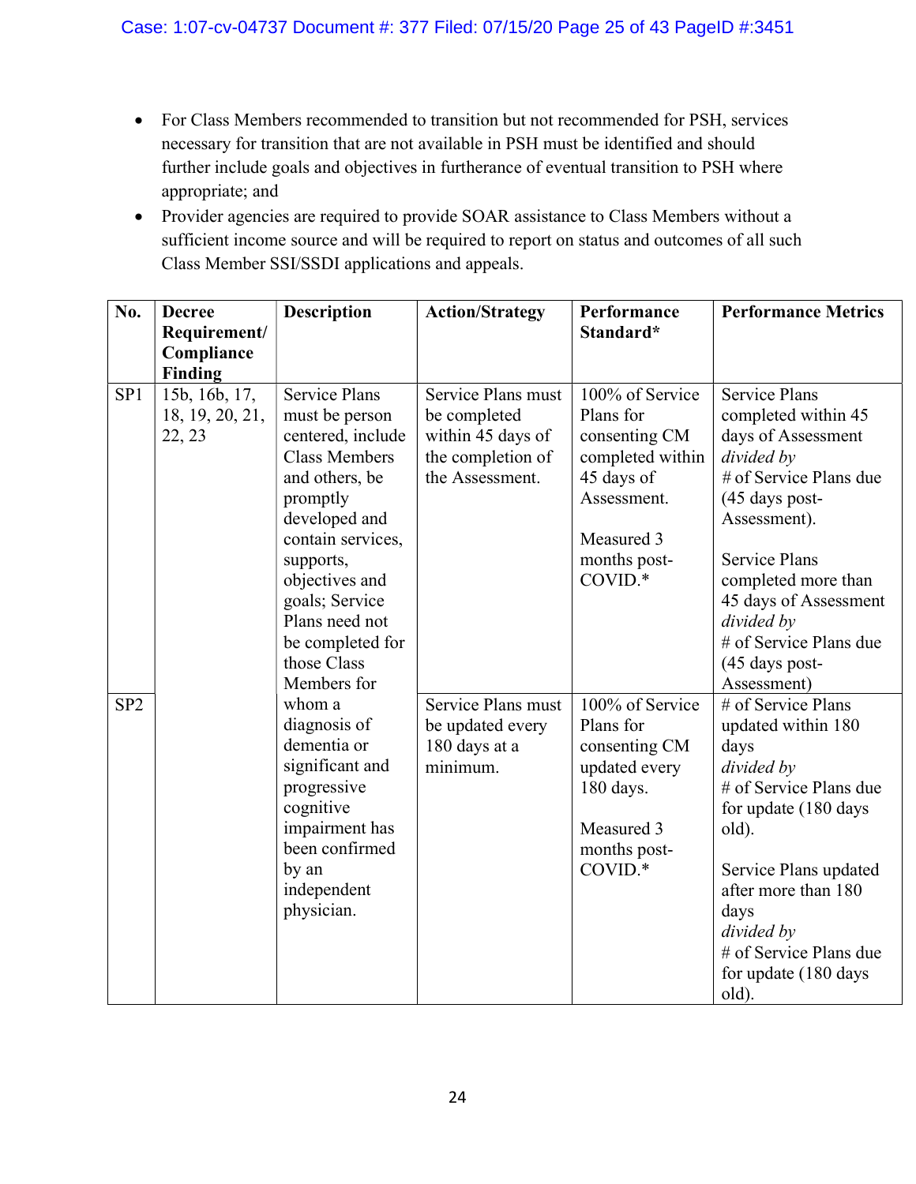- For Class Members recommended to transition but not recommended for PSH, services necessary for transition that are not available in PSH must be identified and should further include goals and objectives in furtherance of eventual transition to PSH where appropriate; and
- Provider agencies are required to provide SOAR assistance to Class Members without a sufficient income source and will be required to report on status and outcomes of all such Class Member SSI/SSDI applications and appeals.

| No. | Decree Requirement/ Compliance Finding | Description | Action/Strategy | Performance Standard* | Performance Metrics |
|---|---|---|---|---|---|
| SP1 | 15b, 16b, 17, 18, 19, 20, 21, 22, 23 | Service Plans must be person centered, include Class Members and others, be promptly developed and contain services, supports, objectives and goals; Service Plans need not be completed for those Class Members for whom a diagnosis of dementia or significant and progressive cognitive impairment has been confirmed by an independent physician. | Service Plans must be completed within 45 days of the completion of the Assessment. | 100% of Service Plans for consenting CM completed within 45 days of Assessment.<br><br>Measured 3 months post-COVID.* | Service Plans completed within 45 days of Assessment *divided by* # of Service Plans due (45 days post-Assessment).<br><br>Service Plans completed more than 45 days of Assessment *divided by* # of Service Plans due (45 days post-Assessment) |
| SP2 | | | Service Plans must be updated every 180 days at a minimum. | 100% of Service Plans for consenting CM updated every 180 days.<br><br>Measured 3 months post-COVID.* | # of Service Plans updated within 180 days *divided by* # of Service Plans due for update (180 days old).<br><br>Service Plans updated after more than 180 days *divided by* # of Service Plans due for update (180 days old). |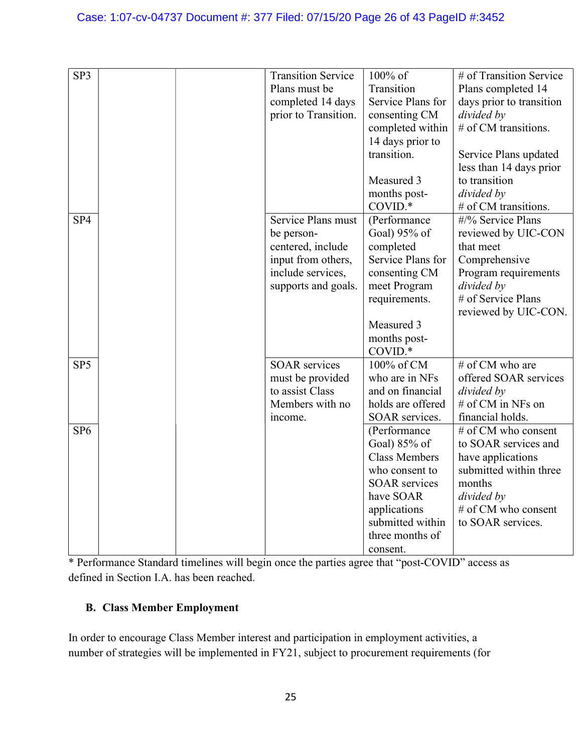| | | | | | |
|---|---|---|---|---|---|
| SP3 | | | Transition Service Plans must be completed 14 days prior to Transition. | 100% of Transition Service Plans for consenting CM completed within 14 days prior to transition.<br><br>Measured 3 months post-COVID.* | # of Transition Service Plans completed 14 days prior to transition *divided by* # of CM transitions.<br><br>Service Plans updated less than 14 days prior to transition *divided by* # of CM transitions. |
| SP4 | | | Service Plans must be person-centered, include input from others, include services, supports and goals. | (Performance Goal) 95% of completed Service Plans for consenting CM meet Program requirements.<br><br>Measured 3 months post-COVID.* | #/% Service Plans reviewed by UIC-CON that meet Comprehensive Program requirements *divided by* # of Service Plans reviewed by UIC-CON. |
| SP5 | | | SOAR services must be provided to assist Class Members with no income. | 100% of CM who are in NFs and on financial holds are offered SOAR services. | # of CM who are offered SOAR services *divided by* # of CM in NFs on financial holds. |
| SP6 | | | | (Performance Goal) 85% of Class Members who consent to SOAR services have SOAR applications submitted within three months of consent. | # of CM who consent to SOAR services and have applications submitted within three months *divided by* # of CM who consent to SOAR services. |

* Performance Standard timelines will begin once the parties agree that "post-COVID" access as defined in Section I.A. has been reached.

### B. Class Member Employment

In order to encourage Class Member interest and participation in employment activities, a number of strategies will be implemented in FY21, subject to procurement requirements (for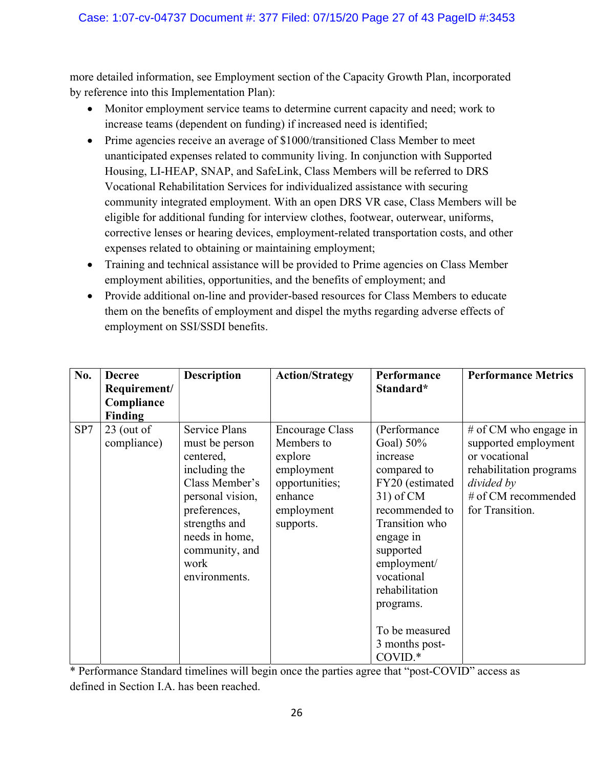more detailed information, see Employment section of the Capacity Growth Plan, incorporated by reference into this Implementation Plan):

- Monitor employment service teams to determine current capacity and need; work to increase teams (dependent on funding) if increased need is identified;
- Prime agencies receive an average of $1000/transitioned Class Member to meet unanticipated expenses related to community living. In conjunction with Supported Housing, LI-HEAP, SNAP, and SafeLink, Class Members will be referred to DRS Vocational Rehabilitation Services for individualized assistance with securing community integrated employment. With an open DRS VR case, Class Members will be eligible for additional funding for interview clothes, footwear, outerwear, uniforms, corrective lenses or hearing devices, employment-related transportation costs, and other expenses related to obtaining or maintaining employment;
- Training and technical assistance will be provided to Prime agencies on Class Member employment abilities, opportunities, and the benefits of employment; and
- Provide additional on-line and provider-based resources for Class Members to educate them on the benefits of employment and dispel the myths regarding adverse effects of employment on SSI/SSDI benefits.

| No. | Decree Requirement/ Compliance Finding | Description | Action/Strategy | Performance Standard* | Performance Metrics |
|---|---|---|---|---|---|
| SP7 | 23 (out of compliance) | Service Plans must be person centered, including the Class Member's personal vision, preferences, strengths and needs in home, community, and work environments. | Encourage Class Members to explore employment opportunities; enhance employment supports. | (Performance Goal) 50% increase compared to FY20 (estimated 31) of CM recommended to Transition who engage in supported employment/ vocational rehabilitation programs.<br><br>To be measured 3 months post-COVID.* | # of CM who engage in supported employment or vocational rehabilitation programs *divided by* # of CM recommended for Transition. |

\* Performance Standard timelines will begin once the parties agree that "post-COVID" access as defined in Section I.A. has been reached.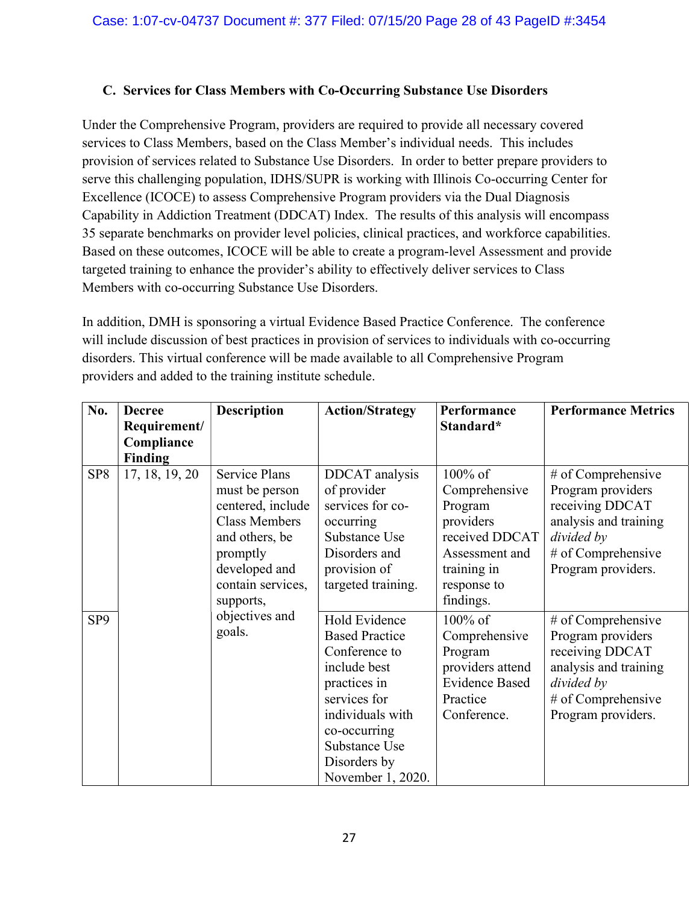### C. Services for Class Members with Co-Occurring Substance Use Disorders

Under the Comprehensive Program, providers are required to provide all necessary covered services to Class Members, based on the Class Member's individual needs. This includes provision of services related to Substance Use Disorders. In order to better prepare providers to serve this challenging population, IDHS/SUPR is working with Illinois Co-occurring Center for Excellence (ICOCE) to assess Comprehensive Program providers via the Dual Diagnosis Capability in Addiction Treatment (DDCAT) Index. The results of this analysis will encompass 35 separate benchmarks on provider level policies, clinical practices, and workforce capabilities. Based on these outcomes, ICOCE will be able to create a program-level Assessment and provide targeted training to enhance the provider's ability to effectively deliver services to Class Members with co-occurring Substance Use Disorders.

In addition, DMH is sponsoring a virtual Evidence Based Practice Conference. The conference will include discussion of best practices in provision of services to individuals with co-occurring disorders. This virtual conference will be made available to all Comprehensive Program providers and added to the training institute schedule.

| No. | Decree Requirement/ Compliance Finding | Description | Action/Strategy | Performance Standard* | Performance Metrics |
|---|---|---|---|---|---|
| SP8 | 17, 18, 19, 20 | Service Plans must be person centered, include Class Members and others, be promptly developed and contain services, supports, objectives and goals. | DDCAT analysis of provider services for co-occurring Substance Use Disorders and provision of targeted training. | 100% of Comprehensive Program providers received DDCAT Assessment and training in response to findings. | # of Comprehensive Program providers receiving DDCAT analysis and training *divided by* # of Comprehensive Program providers. |
| SP9 | | | Hold Evidence Based Practice Conference to include best practices in services for individuals with co-occurring Substance Use Disorders by November 1, 2020. | 100% of Comprehensive Program providers attend Evidence Based Practice Conference. | # of Comprehensive Program providers receiving DDCAT analysis and training *divided by* # of Comprehensive Program providers. |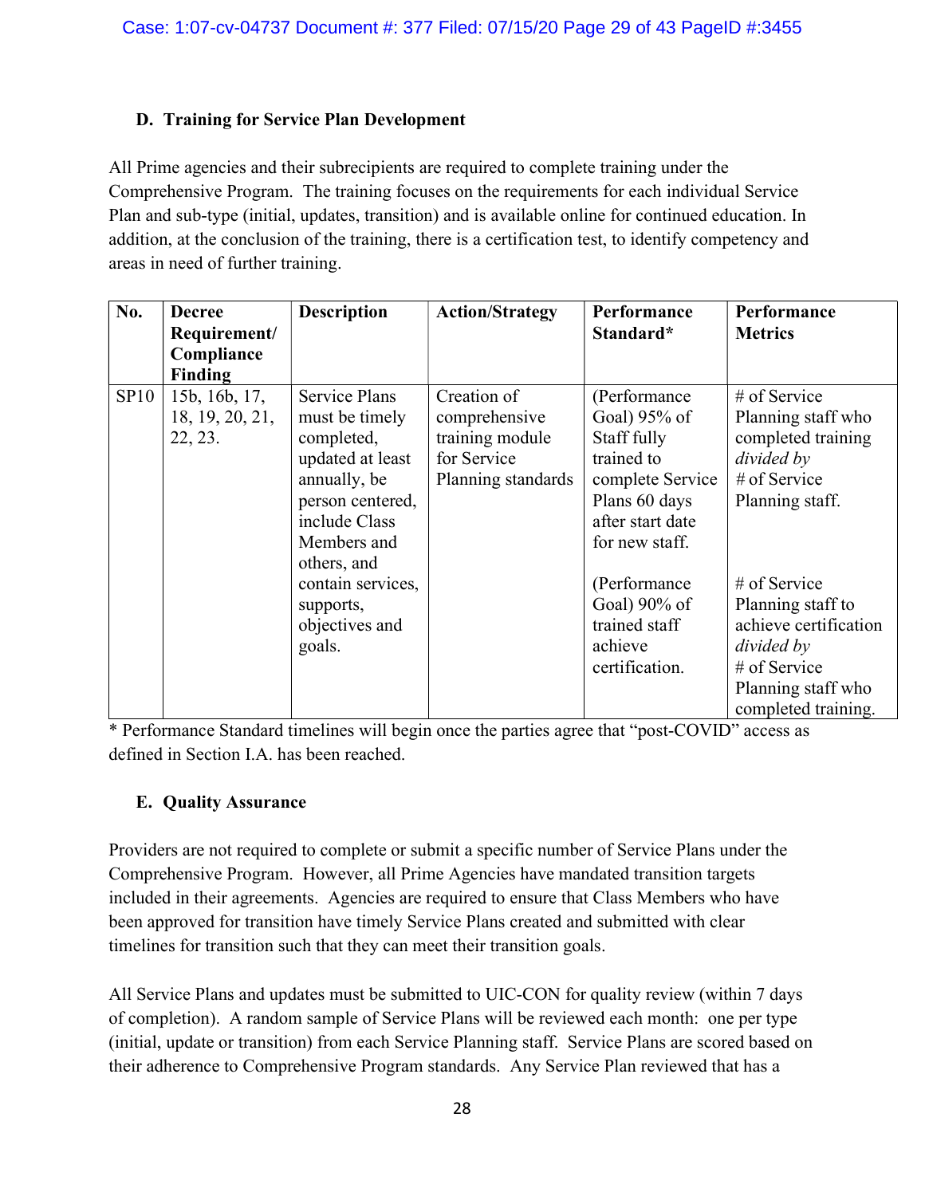### D. Training for Service Plan Development

All Prime agencies and their subrecipients are required to complete training under the Comprehensive Program. The training focuses on the requirements for each individual Service Plan and sub-type (initial, updates, transition) and is available online for continued education. In addition, at the conclusion of the training, there is a certification test, to identify competency and areas in need of further training.

| No. | Decree Requirement/ Compliance Finding | Description | Action/Strategy | Performance Standard* | Performance Metrics |
|---|---|---|---|---|---|
| SP10 | 15b, 16b, 17, 18, 19, 20, 21, 22, 23. | Service Plans must be timely completed, updated at least annually, be person centered, include Class Members and others, and contain services, supports, objectives and goals. | Creation of comprehensive training module for Service Planning standards | (Performance Goal) 95% of Staff fully trained to complete Service Plans 60 days after start date for new staff.<br><br>(Performance Goal) 90% of trained staff achieve certification. | # of Service Planning staff who completed training *divided by* # of Service Planning staff.<br><br># of Service Planning staff to achieve certification *divided by* # of Service Planning staff who completed training. |

* Performance Standard timelines will begin once the parties agree that "post-COVID" access as defined in Section I.A. has been reached.

### E. Quality Assurance

Providers are not required to complete or submit a specific number of Service Plans under the Comprehensive Program. However, all Prime Agencies have mandated transition targets included in their agreements. Agencies are required to ensure that Class Members who have been approved for transition have timely Service Plans created and submitted with clear timelines for transition such that they can meet their transition goals.

All Service Plans and updates must be submitted to UIC-CON for quality review (within 7 days of completion). A random sample of Service Plans will be reviewed each month: one per type (initial, update or transition) from each Service Planning staff. Service Plans are scored based on their adherence to Comprehensive Program standards. Any Service Plan reviewed that has a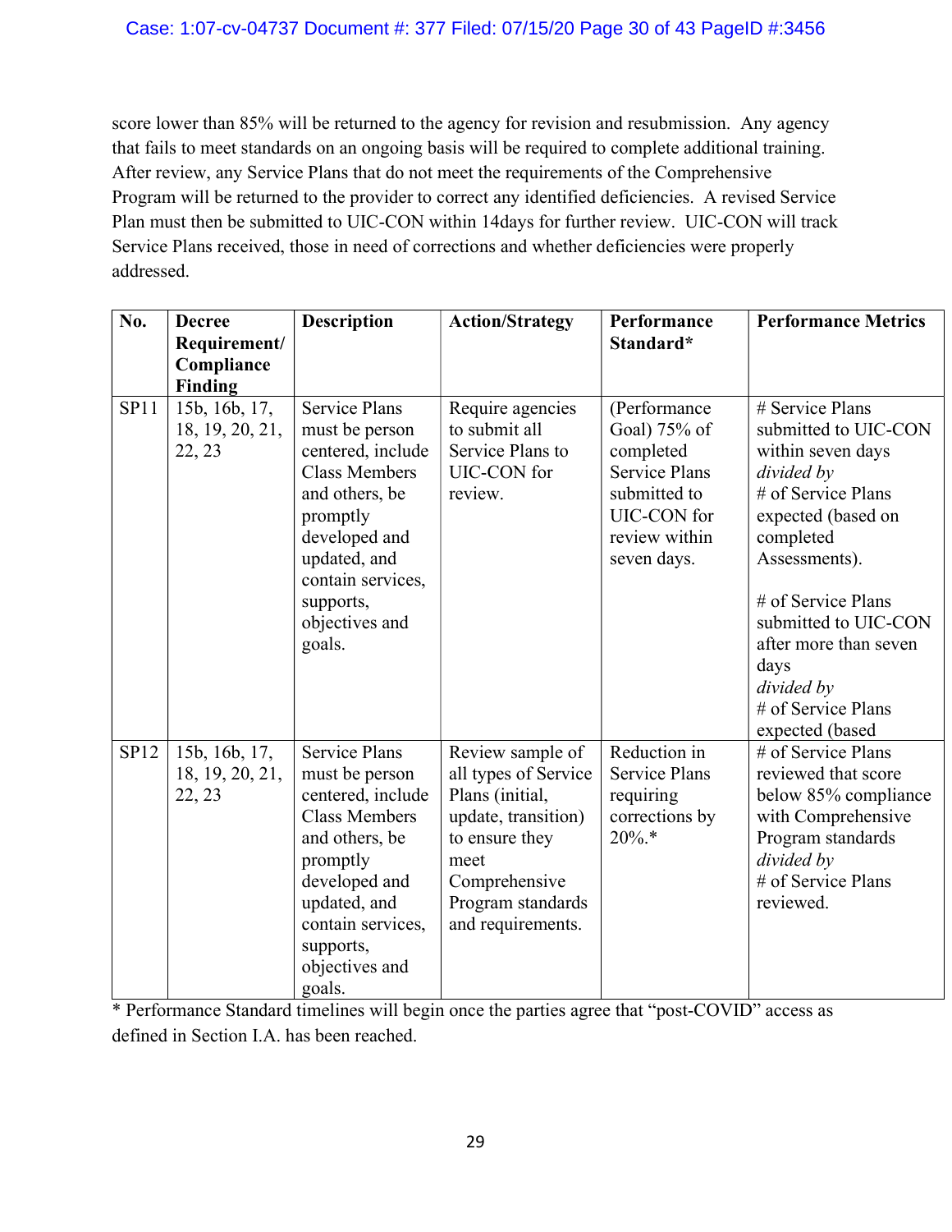score lower than 85% will be returned to the agency for revision and resubmission. Any agency that fails to meet standards on an ongoing basis will be required to complete additional training. After review, any Service Plans that do not meet the requirements of the Comprehensive Program will be returned to the provider to correct any identified deficiencies. A revised Service Plan must then be submitted to UIC-CON within 14days for further review. UIC-CON will track Service Plans received, those in need of corrections and whether deficiencies were properly addressed.

| No. | Decree Requirement/ Compliance Finding | Description | Action/Strategy | Performance Standard* | Performance Metrics |
|---|---|---|---|---|---|
| SP11 | 15b, 16b, 17, 18, 19, 20, 21, 22, 23 | Service Plans must be person centered, include Class Members and others, be promptly developed and updated, and contain services, supports, objectives and goals. | Require agencies to submit all Service Plans to UIC-CON for review. | (Performance Goal) 75% of completed Service Plans submitted to UIC-CON for review within seven days. | # Service Plans submitted to UIC-CON within seven days *divided by* # of Service Plans expected (based on completed Assessments).<br><br># of Service Plans submitted to UIC-CON after more than seven days *divided by* # of Service Plans expected (based |
| SP12 | 15b, 16b, 17, 18, 19, 20, 21, 22, 23 | Service Plans must be person centered, include Class Members and others, be promptly developed and updated, and contain services, supports, objectives and goals. | Review sample of all types of Service Plans (initial, update, transition) to ensure they meet Comprehensive Program standards and requirements. | Reduction in Service Plans requiring corrections by 20%.* | # of Service Plans reviewed that score below 85% compliance with Comprehensive Program standards *divided by* # of Service Plans reviewed. |

* Performance Standard timelines will begin once the parties agree that "post-COVID" access as defined in Section I.A. has been reached.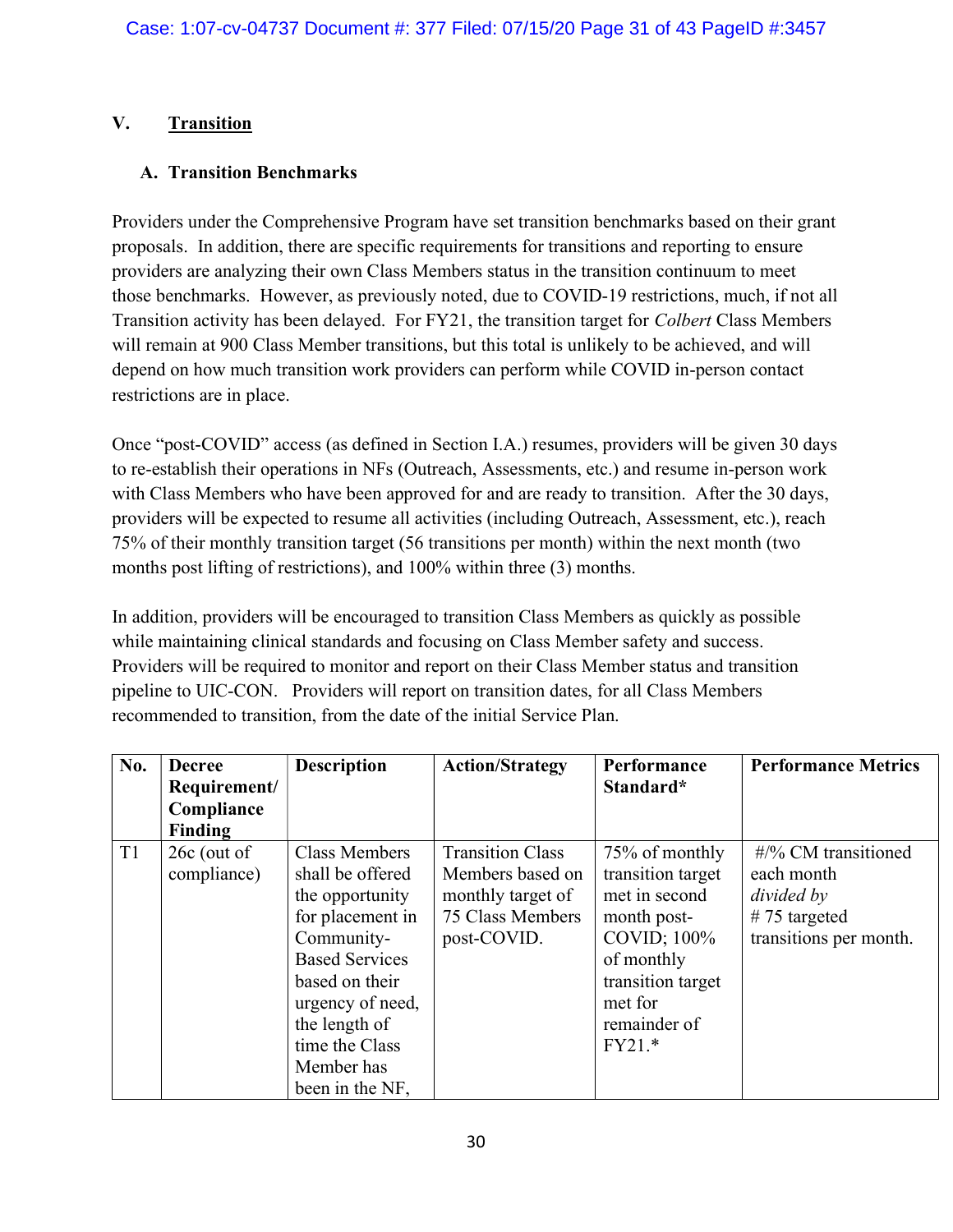## V. Transition

### A. Transition Benchmarks

Providers under the Comprehensive Program have set transition benchmarks based on their grant proposals. In addition, there are specific requirements for transitions and reporting to ensure providers are analyzing their own Class Members status in the transition continuum to meet those benchmarks. However, as previously noted, due to COVID-19 restrictions, much, if not all Transition activity has been delayed. For FY21, the transition target for *Colbert* Class Members will remain at 900 Class Member transitions, but this total is unlikely to be achieved, and will depend on how much transition work providers can perform while COVID in-person contact restrictions are in place.

Once "post-COVID" access (as defined in Section I.A.) resumes, providers will be given 30 days to re-establish their operations in NFs (Outreach, Assessments, etc.) and resume in-person work with Class Members who have been approved for and are ready to transition. After the 30 days, providers will be expected to resume all activities (including Outreach, Assessment, etc.), reach 75% of their monthly transition target (56 transitions per month) within the next month (two months post lifting of restrictions), and 100% within three (3) months.

In addition, providers will be encouraged to transition Class Members as quickly as possible while maintaining clinical standards and focusing on Class Member safety and success. Providers will be required to monitor and report on their Class Member status and transition pipeline to UIC-CON. Providers will report on transition dates, for all Class Members recommended to transition, from the date of the initial Service Plan.

| No. | Decree Requirement/ Compliance Finding | Description | Action/Strategy | Performance Standard* | Performance Metrics |
|---|---|---|---|---|---|
| T1 | 26c (out of compliance) | Class Members shall be offered the opportunity for placement in Community-Based Services based on their urgency of need, the length of time the Class Member has been in the NF, | Transition Class Members based on monthly target of 75 Class Members post-COVID. | 75% of monthly transition target met in second month post-COVID; 100% of monthly transition target met for remainder of FY21.* | #/% CM transitioned each month *divided by* # 75 targeted transitions per month. |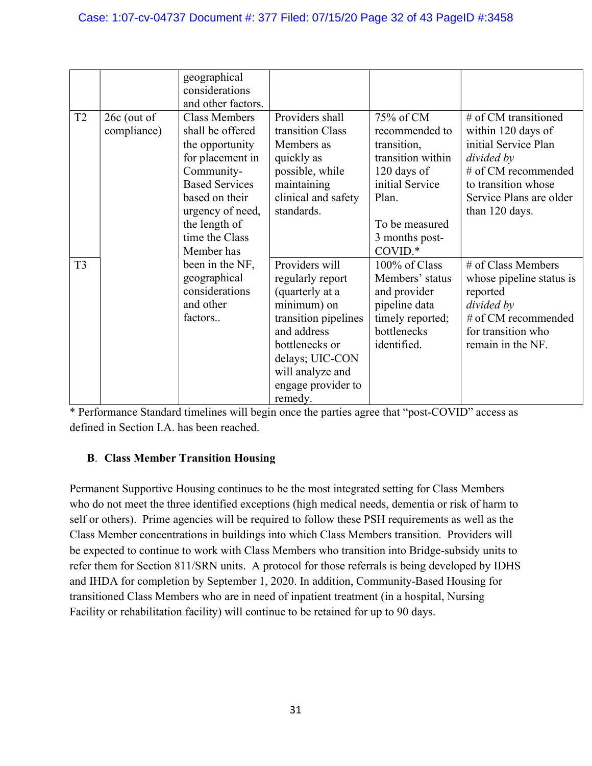| | | | | | |
|---|---|---|---|---|---|
| | | geographical considerations and other factors. | | | |
| T2 | 26c (out of compliance) | Class Members shall be offered the opportunity for placement in Community-Based Services based on their urgency of need, the length of time the Class Member has been in the NF, geographical considerations and other factors.. | Providers shall transition Class Members as quickly as possible, while maintaining clinical and safety standards. | 75% of CM recommended to transition, transition within 120 days of initial Service Plan.<br><br>To be measured 3 months post-COVID.* | # of CM transitioned within 120 days of initial Service Plan *divided by* # of CM recommended to transition whose Service Plans are older than 120 days. |
| T3 | | | Providers will regularly report (quarterly at a minimum) on transition pipelines and address bottlenecks or delays; UIC-CON will analyze and engage provider to remedy. | 100% of Class Members' status and provider pipeline data timely reported; bottlenecks identified. | # of Class Members whose pipeline status is reported *divided by* # of CM recommended for transition who remain in the NF. |

* Performance Standard timelines will begin once the parties agree that "post-COVID" access as defined in Section I.A. has been reached.

### B. Class Member Transition Housing

Permanent Supportive Housing continues to be the most integrated setting for Class Members who do not meet the three identified exceptions (high medical needs, dementia or risk of harm to self or others). Prime agencies will be required to follow these PSH requirements as well as the Class Member concentrations in buildings into which Class Members transition. Providers will be expected to continue to work with Class Members who transition into Bridge-subsidy units to refer them for Section 811/SRN units. A protocol for those referrals is being developed by IDHS and IHDA for completion by September 1, 2020. In addition, Community-Based Housing for transitioned Class Members who are in need of inpatient treatment (in a hospital, Nursing Facility or rehabilitation facility) will continue to be retained for up to 90 days.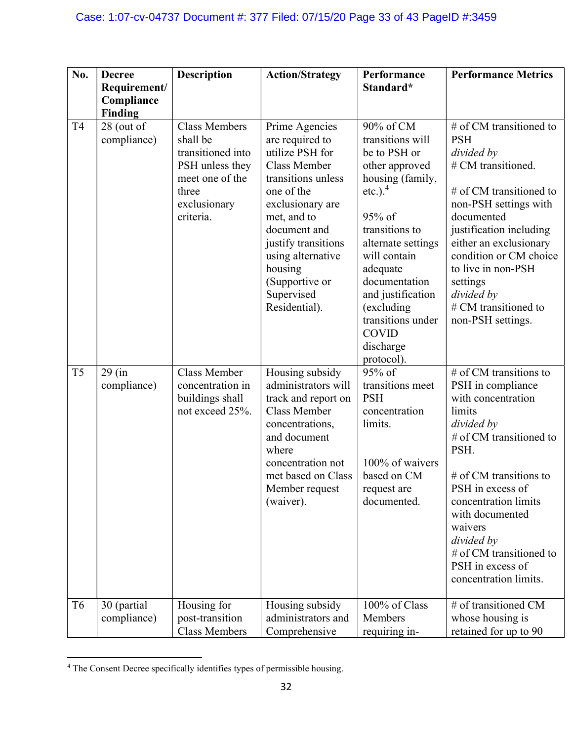| No. | Decree Requirement/ Compliance Finding | Description | Action/Strategy | Performance Standard* | Performance Metrics |
|---|---|---|---|---|---|
| T4 | 28 (out of compliance) | Class Members shall be transitioned into PSH unless they meet one of the three exclusionary criteria. | Prime Agencies are required to utilize PSH for Class Member transitions unless one of the exclusionary are met, and to document and justify transitions using alternative housing (Supportive or Supervised Residential). | 90% of CM transitions will be to PSH or other approved housing (family, etc.).[4]<br><br>95% of transitions to alternate settings will contain adequate documentation and justification (excluding transitions under COVID discharge protocol). | # of CM transitioned to PSH *divided by* # CM transitioned.<br><br># of CM transitioned to non-PSH settings with documented justification including either an exclusionary condition or CM choice to live in non-PSH settings *divided by* # CM transitioned to non-PSH settings. |
| T5 | 29 (in compliance) | Class Member concentration in buildings shall not exceed 25%. | Housing subsidy administrators will track and report on Class Member concentrations, and document where concentration not met based on Class Member request (waiver). | 95% of transitions meet PSH concentration limits.<br><br>100% of waivers based on CM request are documented. | # of CM transitions to PSH in compliance with concentration limits *divided by* # of CM transitioned to PSH.<br><br># of CM transitions to PSH in excess of concentration limits with documented waivers *divided by* # of CM transitioned to PSH in excess of concentration limits. |
| T6 | 30 (partial compliance) | Housing for post-transition Class Members | Housing subsidy administrators and Comprehensive | 100% of Class Members requiring in- | # of transitioned CM whose housing is retained for up to 90 |

[4] The Consent Decree specifically identifies types of permissible housing.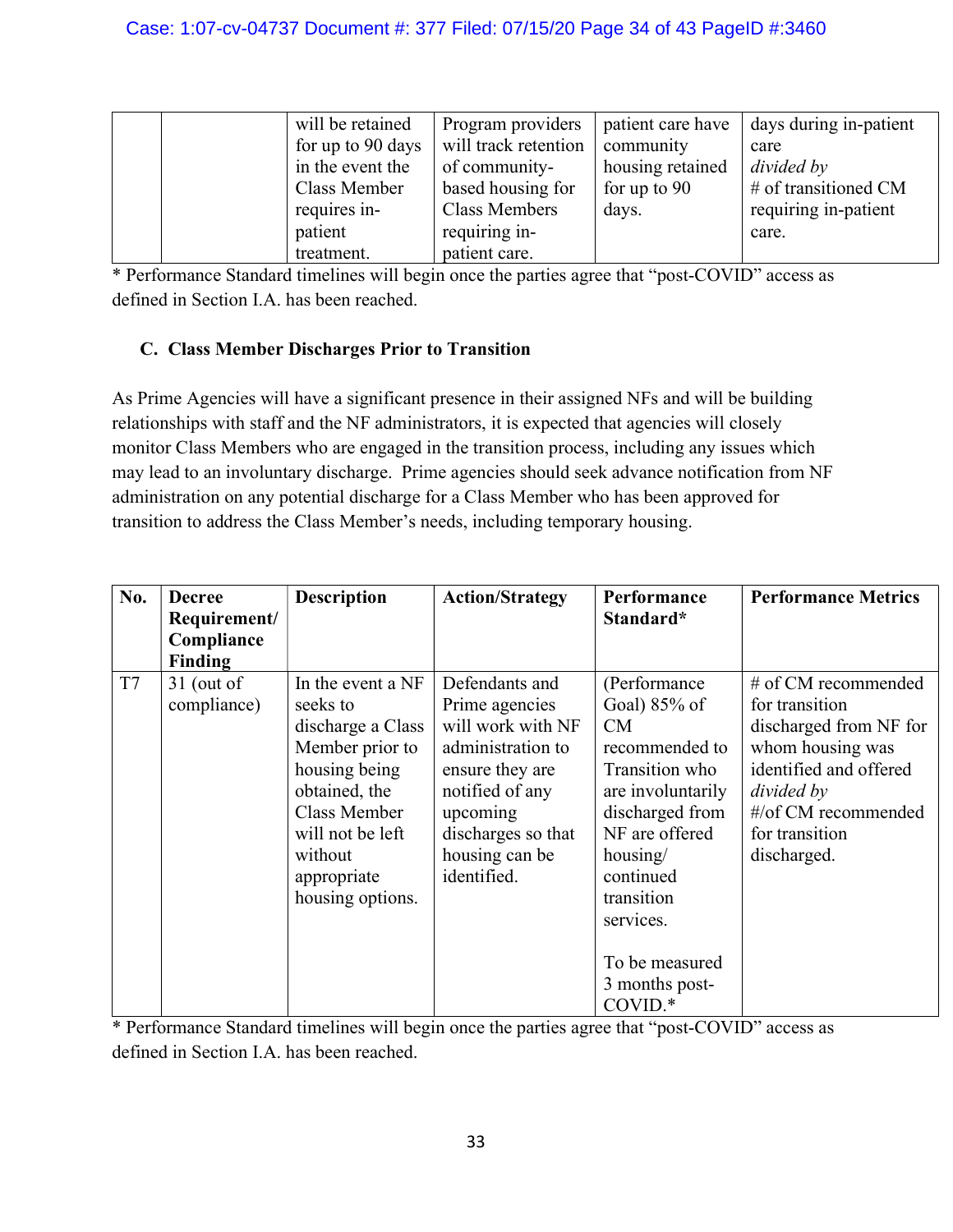| | | will be retained for up to 90 days in the event the Class Member requires in-patient treatment. | Program providers will track retention of community-based housing for Class Members requiring in-patient care. | patient care have community housing retained for up to 90 days. | days during in-patient care *divided by* # of transitioned CM requiring in-patient care. |
|---|---|---|---|---|---|

* Performance Standard timelines will begin once the parties agree that "post-COVID" access as defined in Section I.A. has been reached.

### C. Class Member Discharges Prior to Transition

As Prime Agencies will have a significant presence in their assigned NFs and will be building relationships with staff and the NF administrators, it is expected that agencies will closely monitor Class Members who are engaged in the transition process, including any issues which may lead to an involuntary discharge. Prime agencies should seek advance notification from NF administration on any potential discharge for a Class Member who has been approved for transition to address the Class Member's needs, including temporary housing.

| No. | Decree Requirement/ Compliance Finding | Description | Action/Strategy | Performance Standard* | Performance Metrics |
|---|---|---|---|---|---|
| T7 | 31 (out of compliance) | In the event a NF seeks to discharge a Class Member prior to housing being obtained, the Class Member will not be left without appropriate housing options. | Defendants and Prime agencies will work with NF administration to ensure they are notified of any upcoming discharges so that housing can be identified. | (Performance Goal) 85% of CM recommended to Transition who are involuntarily discharged from NF are offered housing/ continued transition services.<br><br>To be measured 3 months post-COVID.* | # of CM recommended for transition discharged from NF for whom housing was identified and offered *divided by* #/of CM recommended for transition discharged. |

* Performance Standard timelines will begin once the parties agree that "post-COVID" access as defined in Section I.A. has been reached.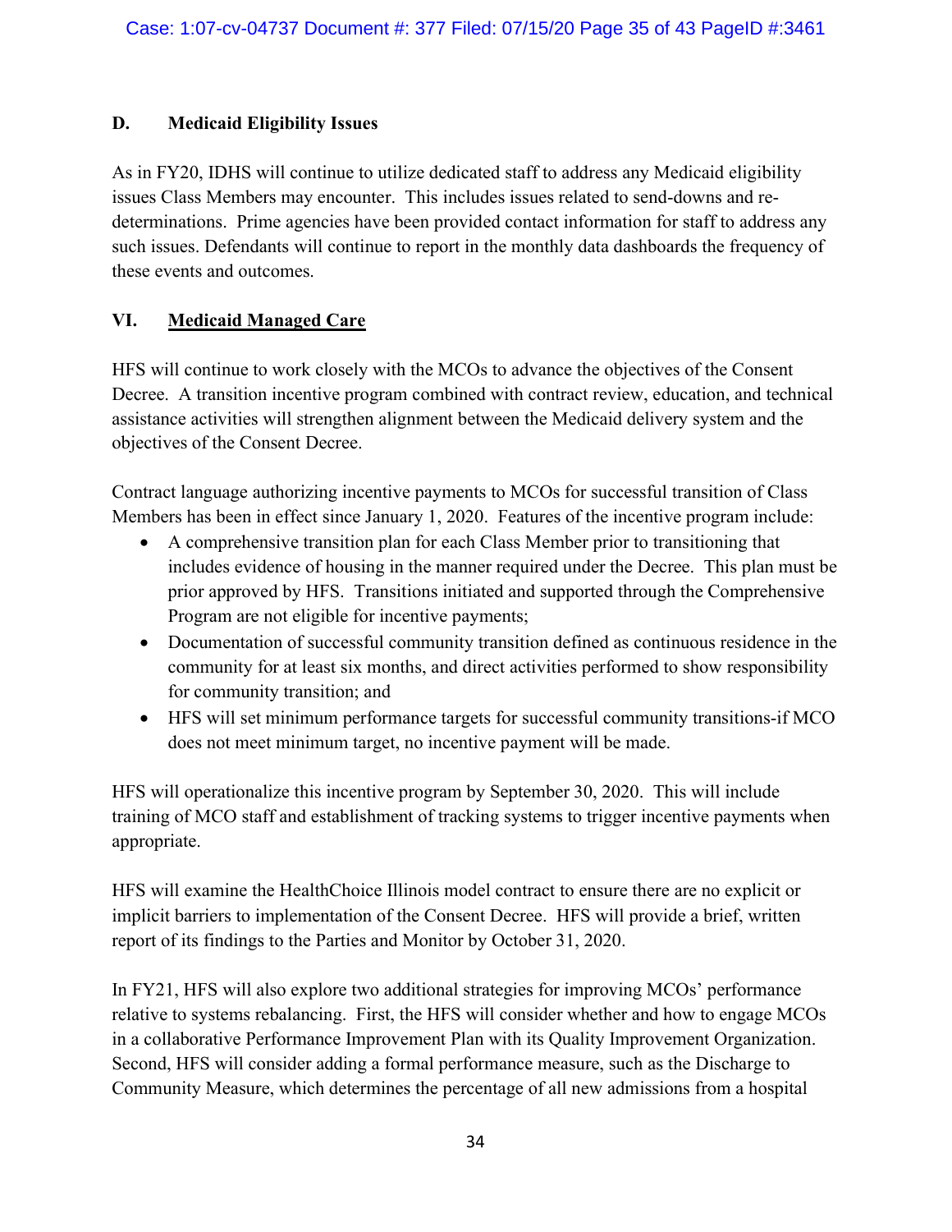### D. Medicaid Eligibility Issues

As in FY20, IDHS will continue to utilize dedicated staff to address any Medicaid eligibility issues Class Members may encounter. This includes issues related to send-downs and re-determinations. Prime agencies have been provided contact information for staff to address any such issues. Defendants will continue to report in the monthly data dashboards the frequency of these events and outcomes.

## VI. <u>Medicaid Managed Care</u>

HFS will continue to work closely with the MCOs to advance the objectives of the Consent Decree. A transition incentive program combined with contract review, education, and technical assistance activities will strengthen alignment between the Medicaid delivery system and the objectives of the Consent Decree.

Contract language authorizing incentive payments to MCOs for successful transition of Class Members has been in effect since January 1, 2020. Features of the incentive program include:

- A comprehensive transition plan for each Class Member prior to transitioning that includes evidence of housing in the manner required under the Decree. This plan must be prior approved by HFS. Transitions initiated and supported through the Comprehensive Program are not eligible for incentive payments;
- Documentation of successful community transition defined as continuous residence in the community for at least six months, and direct activities performed to show responsibility for community transition; and
- HFS will set minimum performance targets for successful community transitions-if MCO does not meet minimum target, no incentive payment will be made.

HFS will operationalize this incentive program by September 30, 2020. This will include training of MCO staff and establishment of tracking systems to trigger incentive payments when appropriate.

HFS will examine the HealthChoice Illinois model contract to ensure there are no explicit or implicit barriers to implementation of the Consent Decree. HFS will provide a brief, written report of its findings to the Parties and Monitor by October 31, 2020.

In FY21, HFS will also explore two additional strategies for improving MCOs' performance relative to systems rebalancing. First, the HFS will consider whether and how to engage MCOs in a collaborative Performance Improvement Plan with its Quality Improvement Organization. Second, HFS will consider adding a formal performance measure, such as the Discharge to Community Measure, which determines the percentage of all new admissions from a hospital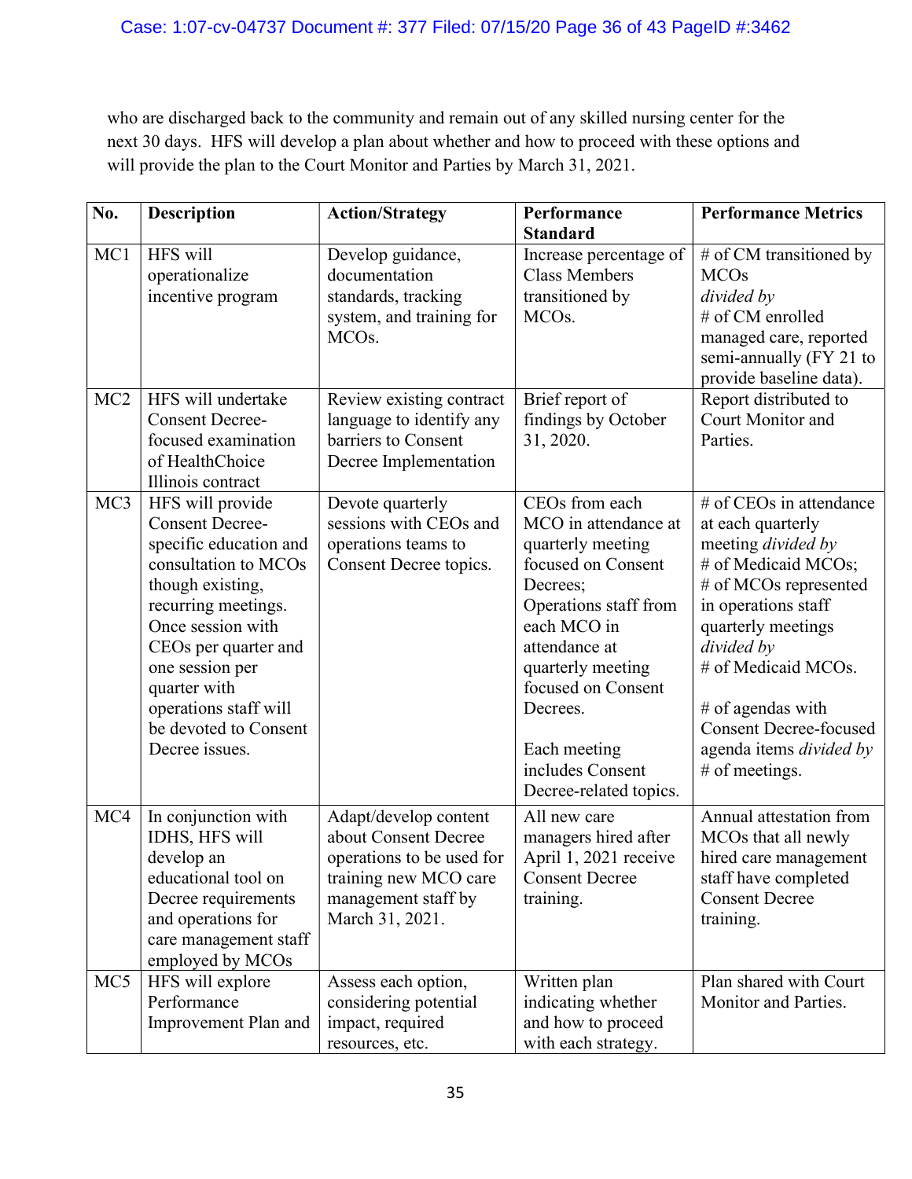who are discharged back to the community and remain out of any skilled nursing center for the next 30 days. HFS will develop a plan about whether and how to proceed with these options and will provide the plan to the Court Monitor and Parties by March 31, 2021.

| No. | Description | Action/Strategy | Performance Standard | Performance Metrics |
|---|---|---|---|---|
| MC1 | HFS will operationalize incentive program | Develop guidance, documentation standards, tracking system, and training for MCOs. | Increase percentage of Class Members transitioned by MCOs. | # of CM transitioned by MCOs *divided by* # of CM enrolled managed care, reported semi-annually (FY 21 to provide baseline data). |
| MC2 | HFS will undertake Consent Decree-focused examination of HealthChoice Illinois contract | Review existing contract language to identify any barriers to Consent Decree Implementation | Brief report of findings by October 31, 2020. | Report distributed to Court Monitor and Parties. |
| MC3 | HFS will provide Consent Decree-specific education and consultation to MCOs though existing, recurring meetings. Once session with CEOs per quarter and one session per quarter with operations staff will be devoted to Consent Decree issues. | Devote quarterly sessions with CEOs and operations teams to Consent Decree topics. | CEOs from each MCO in attendance at quarterly meeting focused on Consent Decrees;<br>Operations staff from each MCO in attendance at quarterly meeting focused on Consent Decrees.<br><br>Each meeting includes Consent Decree-related topics. | # of CEOs in attendance at each quarterly meeting *divided by* # of Medicaid MCOs;<br># of MCOs represented in operations staff quarterly meetings *divided by* # of Medicaid MCOs.<br><br># of agendas with Consent Decree-focused agenda items *divided by* # of meetings. |
| MC4 | In conjunction with IDHS, HFS will develop an educational tool on Decree requirements and operations for care management staff employed by MCOs | Adapt/develop content about Consent Decree operations to be used for training new MCO care management staff by March 31, 2021. | All new care managers hired after April 1, 2021 receive Consent Decree training. | Annual attestation from MCOs that all newly hired care management staff have completed Consent Decree training. |
| MC5 | HFS will explore Performance Improvement Plan and | Assess each option, considering potential impact, required resources, etc. | Written plan indicating whether and how to proceed with each strategy. | Plan shared with Court Monitor and Parties. |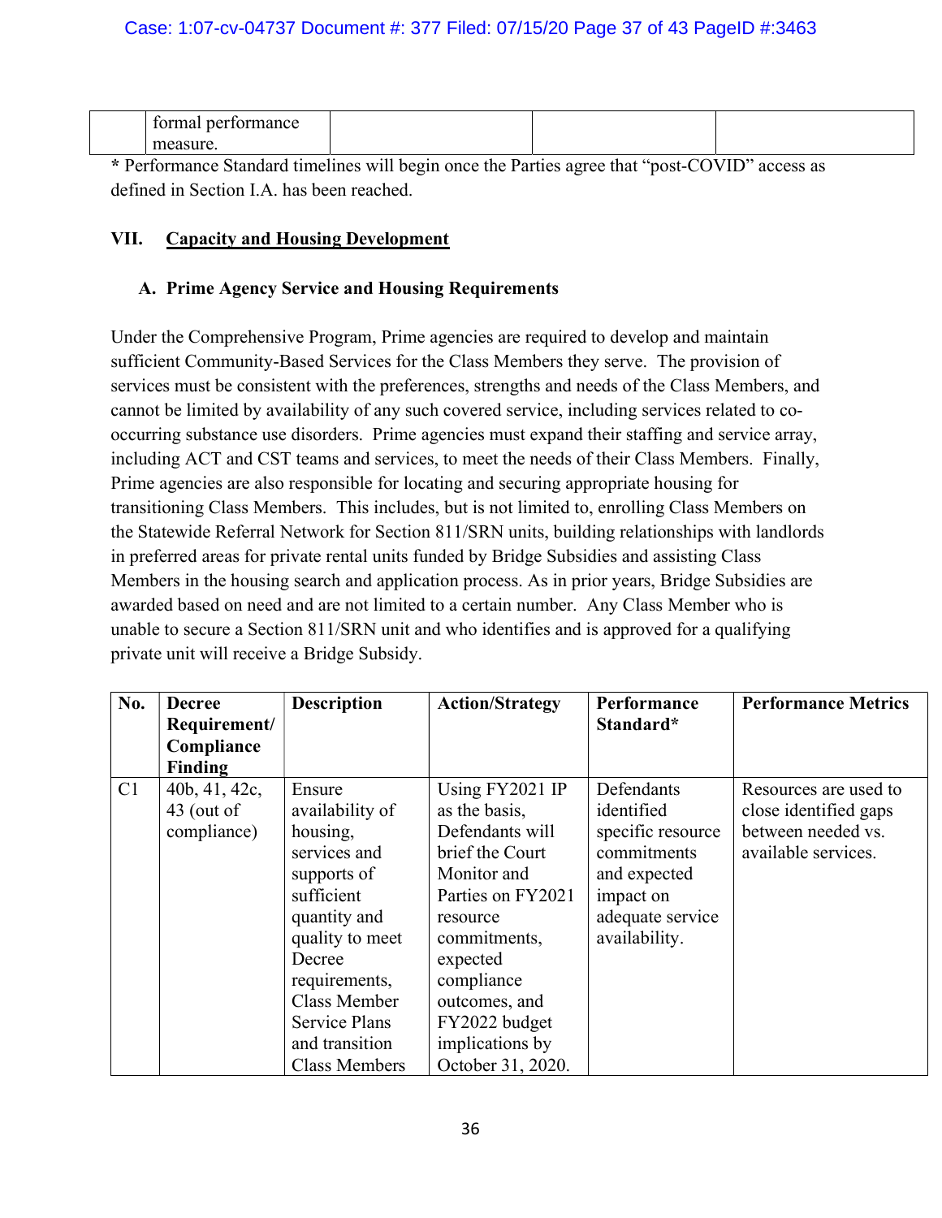| | formal performance measure. | | | |
|---|---|---|---|---|

* Performance Standard timelines will begin once the Parties agree that "post-COVID" access as defined in Section I.A. has been reached.

## VII. Capacity and Housing Development

### A. Prime Agency Service and Housing Requirements

Under the Comprehensive Program, Prime agencies are required to develop and maintain sufficient Community-Based Services for the Class Members they serve. The provision of services must be consistent with the preferences, strengths and needs of the Class Members, and cannot be limited by availability of any such covered service, including services related to co-occurring substance use disorders. Prime agencies must expand their staffing and service array, including ACT and CST teams and services, to meet the needs of their Class Members. Finally, Prime agencies are also responsible for locating and securing appropriate housing for transitioning Class Members. This includes, but is not limited to, enrolling Class Members on the Statewide Referral Network for Section 811/SRN units, building relationships with landlords in preferred areas for private rental units funded by Bridge Subsidies and assisting Class Members in the housing search and application process. As in prior years, Bridge Subsidies are awarded based on need and are not limited to a certain number. Any Class Member who is unable to secure a Section 811/SRN unit and who identifies and is approved for a qualifying private unit will receive a Bridge Subsidy.

| No. | Decree Requirement/ Compliance Finding | Description | Action/Strategy | Performance Standard* | Performance Metrics |
|---|---|---|---|---|---|
| C1 | 40b, 41, 42c, 43 (out of compliance) | Ensure availability of housing, services and supports of sufficient quantity and quality to meet Decree requirements, Class Member Service Plans and transition Class Members | Using FY2021 IP as the basis, Defendants will brief the Court Monitor and Parties on FY2021 resource commitments, expected compliance outcomes, and FY2022 budget implications by October 31, 2020. | Defendants identified specific resource commitments and expected impact on adequate service availability. | Resources are used to close identified gaps between needed vs. available services. |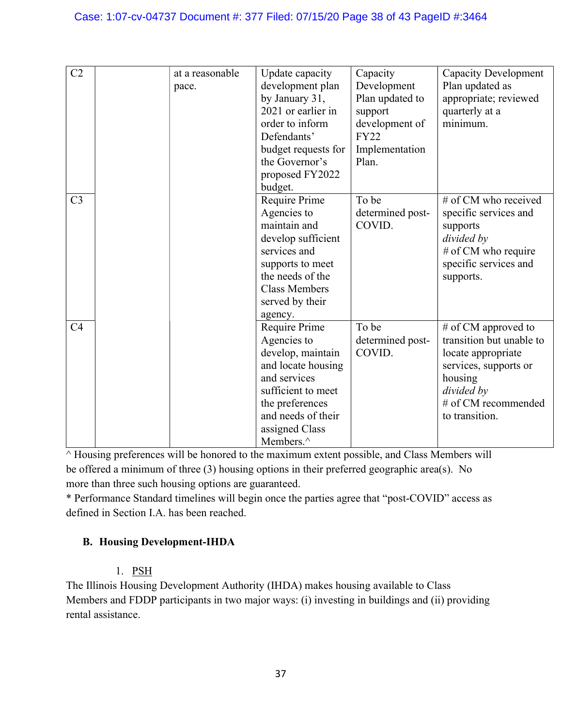| C2 | | at a reasonable pace. | Update capacity development plan by January 31, 2021 or earlier in order to inform Defendants' budget requests for the Governor's proposed FY2022 budget. | Capacity Development Plan updated to support development of FY22 Implementation Plan. | Capacity Development Plan updated as appropriate; reviewed quarterly at a minimum. |
|---|---|---|---|---|---|
| C3 | | | Require Prime Agencies to maintain and develop sufficient services and supports to meet the needs of the Class Members served by their agency. | To be determined post-COVID. | # of CM who received specific services and supports *divided by* # of CM who require specific services and supports. |
| C4 | | | Require Prime Agencies to develop, maintain and locate housing and services sufficient to meet the preferences and needs of their assigned Class Members.^ | To be determined post-COVID. | # of CM approved to transition but unable to locate appropriate services, supports or housing *divided by* # of CM recommended to transition. |

^ Housing preferences will be honored to the maximum extent possible, and Class Members will be offered a minimum of three (3) housing options in their preferred geographic area(s). No more than three such housing options are guaranteed.

* Performance Standard timelines will begin once the parties agree that "post-COVID" access as defined in Section I.A. has been reached.

### B. Housing Development-IHDA

1. PSH

The Illinois Housing Development Authority (IHDA) makes housing available to Class Members and FDDP participants in two major ways: (i) investing in buildings and (ii) providing rental assistance.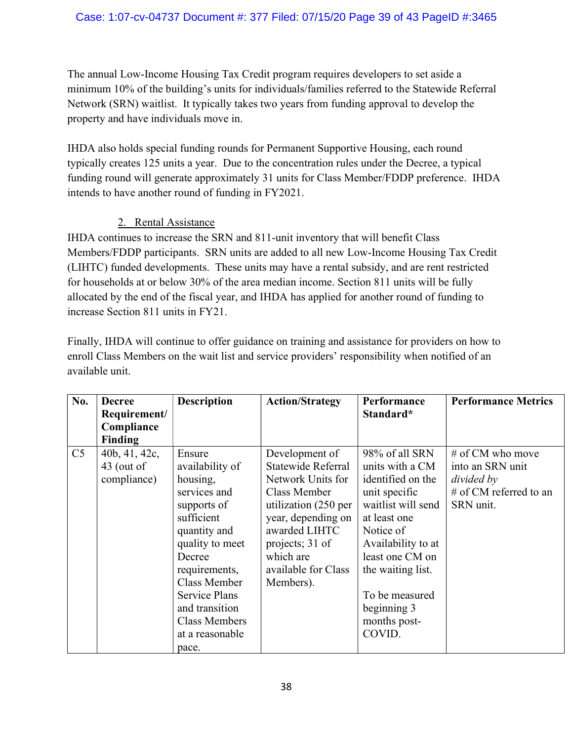The annual Low-Income Housing Tax Credit program requires developers to set aside a minimum 10% of the building's units for individuals/families referred to the Statewide Referral Network (SRN) waitlist. It typically takes two years from funding approval to develop the property and have individuals move in.

IHDA also holds special funding rounds for Permanent Supportive Housing, each round typically creates 125 units a year. Due to the concentration rules under the Decree, a typical funding round will generate approximately 31 units for Class Member/FDDP preference. IHDA intends to have another round of funding in FY2021.

2. Rental Assistance

IHDA continues to increase the SRN and 811-unit inventory that will benefit Class Members/FDDP participants. SRN units are added to all new Low-Income Housing Tax Credit (LIHTC) funded developments. These units may have a rental subsidy, and are rent restricted for households at or below 30% of the area median income. Section 811 units will be fully allocated by the end of the fiscal year, and IHDA has applied for another round of funding to increase Section 811 units in FY21.

Finally, IHDA will continue to offer guidance on training and assistance for providers on how to enroll Class Members on the wait list and service providers' responsibility when notified of an available unit.

| No. | Decree Requirement/ Compliance Finding | Description | Action/Strategy | Performance Standard* | Performance Metrics |
|---|---|---|---|---|---|
| C5 | 40b, 41, 42c, 43 (out of compliance) | Ensure availability of housing, services and supports of sufficient quantity and quality to meet Decree requirements, Class Member Service Plans and transition Class Members at a reasonable pace. | Development of Statewide Referral Network Units for Class Member utilization (250 per year, depending on awarded LIHTC projects; 31 of which are available for Class Members). | 98% of all SRN units with a CM identified on the unit specific waitlist will send at least one Notice of Availability to at least one CM on the waiting list.<br><br>To be measured beginning 3 months post-COVID. | # of CM who move into an SRN unit *divided by* # of CM referred to an SRN unit. |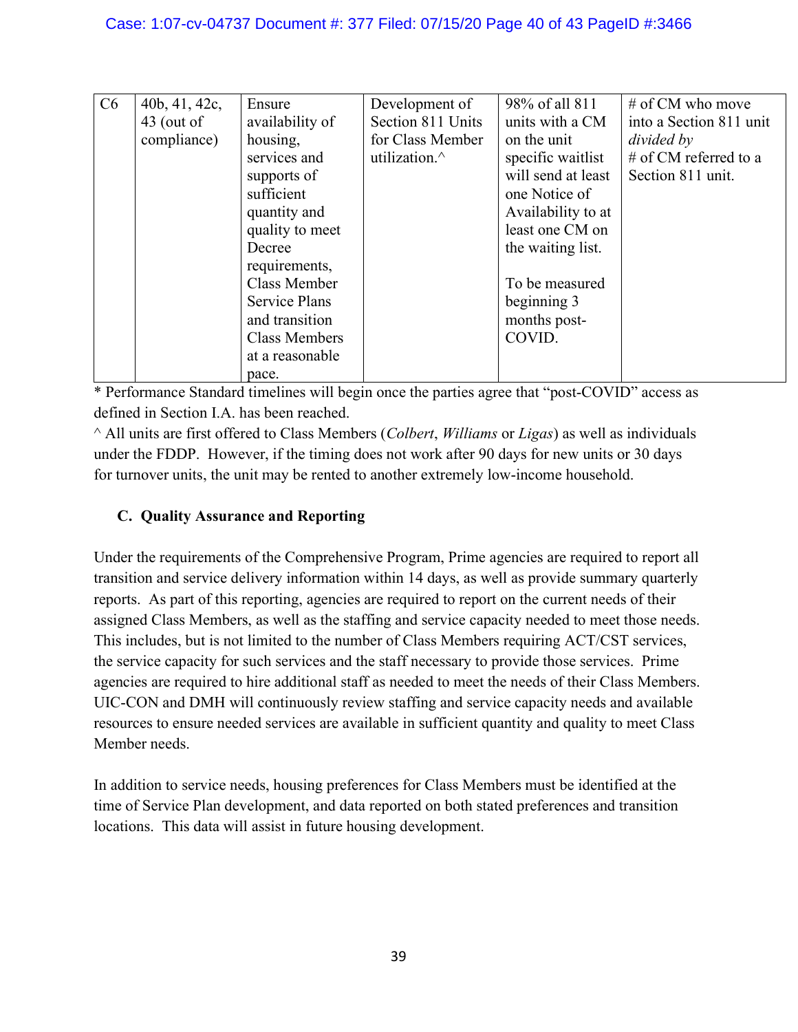| C6 | 40b, 41, 42c, 43 (out of compliance) | Ensure availability of housing, services and supports of sufficient quantity and quality to meet Decree requirements, Class Member Service Plans and transition Class Members at a reasonable pace. | Development of Section 811 Units for Class Member utilization.^ | 98% of all 811 units with a CM on the unit specific waitlist will send at least one Notice of Availability to at least one CM on the waiting list.<br><br>To be measured beginning 3 months post-COVID. | # of CM who move into a Section 811 unit *divided by* # of CM referred to a Section 811 unit. |
|---|---|---|---|---|---|

* Performance Standard timelines will begin once the parties agree that "post-COVID" access as defined in Section I.A. has been reached.

^ All units are first offered to Class Members (*Colbert*, *Williams* or *Ligas*) as well as individuals under the FDDP. However, if the timing does not work after 90 days for new units or 30 days for turnover units, the unit may be rented to another extremely low-income household.

### C. Quality Assurance and Reporting

Under the requirements of the Comprehensive Program, Prime agencies are required to report all transition and service delivery information within 14 days, as well as provide summary quarterly reports. As part of this reporting, agencies are required to report on the current needs of their assigned Class Members, as well as the staffing and service capacity needed to meet those needs. This includes, but is not limited to the number of Class Members requiring ACT/CST services, the service capacity for such services and the staff necessary to provide those services. Prime agencies are required to hire additional staff as needed to meet the needs of their Class Members. UIC-CON and DMH will continuously review staffing and service capacity needs and available resources to ensure needed services are available in sufficient quantity and quality to meet Class Member needs.

In addition to service needs, housing preferences for Class Members must be identified at the time of Service Plan development, and data reported on both stated preferences and transition locations. This data will assist in future housing development.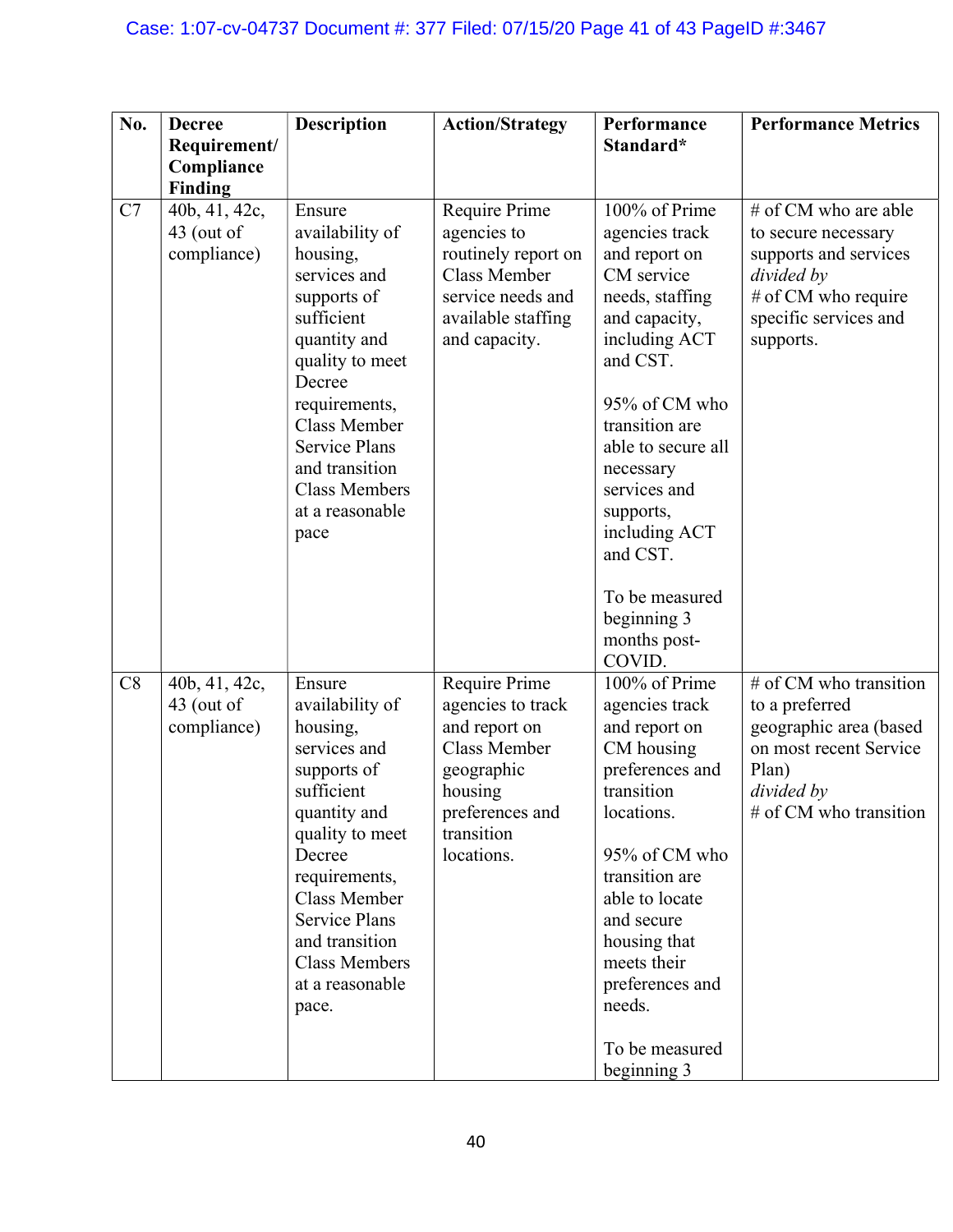| No. | Decree Requirement/ Compliance Finding | Description | Action/Strategy | Performance Standard* | Performance Metrics |
|---|---|---|---|---|---|
| C7 | 40b, 41, 42c, 43 (out of compliance) | Ensure availability of housing, services and supports of sufficient quantity and quality to meet Decree requirements, Class Member Service Plans and transition Class Members at a reasonable pace | Require Prime agencies to routinely report on Class Member service needs and available staffing and capacity. | 100% of Prime agencies track and report on CM service needs, staffing and capacity, including ACT and CST.<br><br>95% of CM who transition are able to secure all necessary services and supports, including ACT and CST.<br><br>To be measured beginning 3 months post-COVID. | # of CM who are able to secure necessary supports and services *divided by* # of CM who require specific services and supports. |
| C8 | 40b, 41, 42c, 43 (out of compliance) | Ensure availability of housing, services and supports of sufficient quantity and quality to meet Decree requirements, Class Member Service Plans and transition Class Members at a reasonable pace. | Require Prime agencies to track and report on Class Member geographic housing preferences and transition locations. | 100% of Prime agencies track and report on CM housing preferences and transition locations.<br><br>95% of CM who transition are able to locate and secure housing that meets their preferences and needs.<br><br>To be measured beginning 3 | # of CM who transition to a preferred geographic area (based on most recent Service Plan) *divided by* # of CM who transition |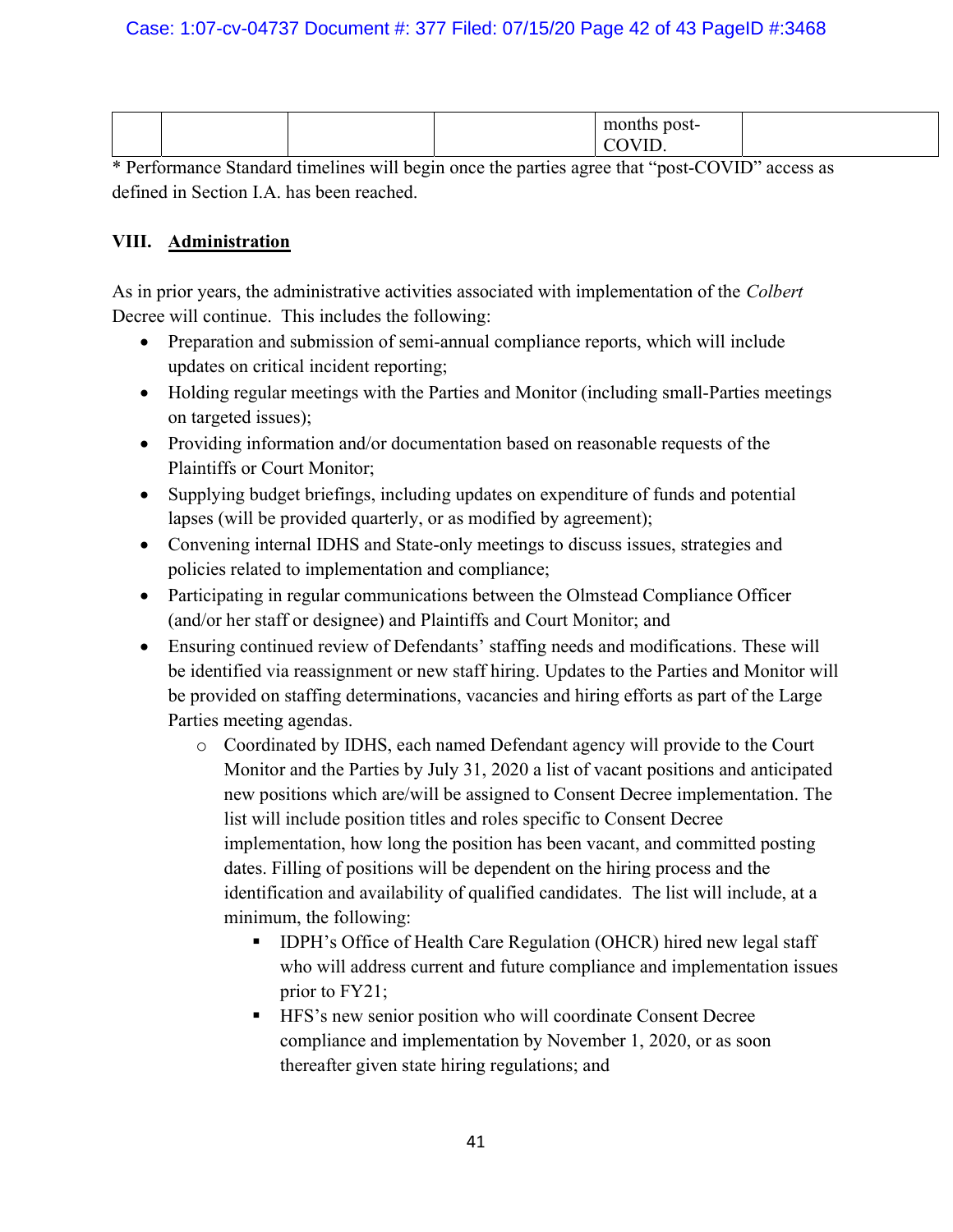| | | | | months post-COVID. | |
|---|---|---|---|---|---|

\* Performance Standard timelines will begin once the parties agree that "post-COVID" access as defined in Section I.A. has been reached.

## VIII. Administration

As in prior years, the administrative activities associated with implementation of the *Colbert* Decree will continue. This includes the following:

- Preparation and submission of semi-annual compliance reports, which will include updates on critical incident reporting;
- Holding regular meetings with the Parties and Monitor (including small-Parties meetings on targeted issues);
- Providing information and/or documentation based on reasonable requests of the Plaintiffs or Court Monitor;
- Supplying budget briefings, including updates on expenditure of funds and potential lapses (will be provided quarterly, or as modified by agreement);
- Convening internal IDHS and State-only meetings to discuss issues, strategies and policies related to implementation and compliance;
- Participating in regular communications between the Olmstead Compliance Officer (and/or her staff or designee) and Plaintiffs and Court Monitor; and
- Ensuring continued review of Defendants' staffing needs and modifications. These will be identified via reassignment or new staff hiring. Updates to the Parties and Monitor will be provided on staffing determinations, vacancies and hiring efforts as part of the Large Parties meeting agendas.
  - Coordinated by IDHS, each named Defendant agency will provide to the Court Monitor and the Parties by July 31, 2020 a list of vacant positions and anticipated new positions which are/will be assigned to Consent Decree implementation. The list will include position titles and roles specific to Consent Decree implementation, how long the position has been vacant, and committed posting dates. Filling of positions will be dependent on the hiring process and the identification and availability of qualified candidates. The list will include, at a minimum, the following:
    - IDPH's Office of Health Care Regulation (OHCR) hired new legal staff who will address current and future compliance and implementation issues prior to FY21;
    - HFS's new senior position who will coordinate Consent Decree compliance and implementation by November 1, 2020, or as soon thereafter given state hiring regulations; and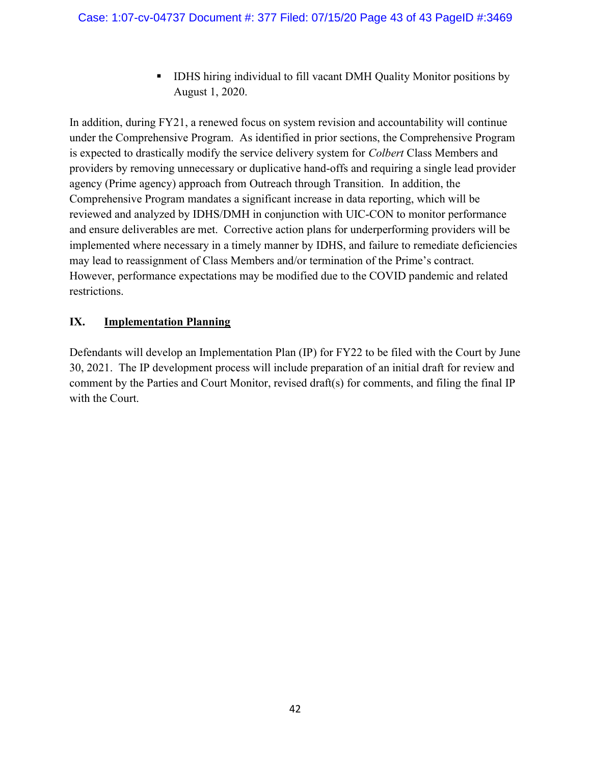- IDHS hiring individual to fill vacant DMH Quality Monitor positions by August 1, 2020.

In addition, during FY21, a renewed focus on system revision and accountability will continue under the Comprehensive Program. As identified in prior sections, the Comprehensive Program is expected to drastically modify the service delivery system for *Colbert* Class Members and providers by removing unnecessary or duplicative hand-offs and requiring a single lead provider agency (Prime agency) approach from Outreach through Transition. In addition, the Comprehensive Program mandates a significant increase in data reporting, which will be reviewed and analyzed by IDHS/DMH in conjunction with UIC-CON to monitor performance and ensure deliverables are met. Corrective action plans for underperforming providers will be implemented where necessary in a timely manner by IDHS, and failure to remediate deficiencies may lead to reassignment of Class Members and/or termination of the Prime's contract. However, performance expectations may be modified due to the COVID pandemic and related restrictions.

## IX. <u>Implementation Planning</u>

Defendants will develop an Implementation Plan (IP) for FY22 to be filed with the Court by June 30, 2021. The IP development process will include preparation of an initial draft for review and comment by the Parties and Court Monitor, revised draft(s) for comments, and filing the final IP with the Court.